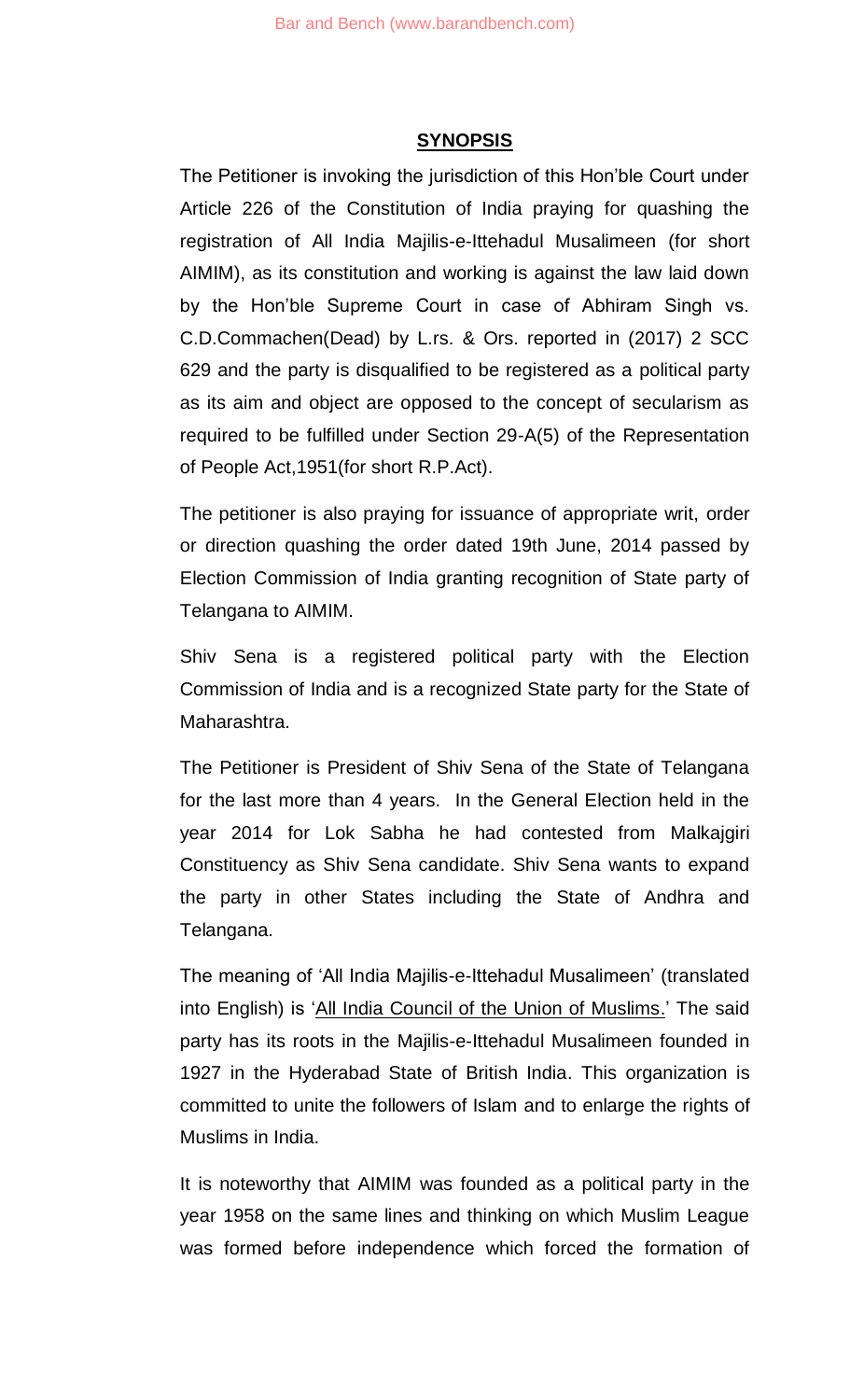## SYNOPSIS

The Petitioner is invoking the jurisdiction of this Hon'ble Court under Article 226 of the Constitution of India praying for quashing the registration of All India Majilis-e-Ittehadul Musalimeen (for short AIMIM), as its constitution and working is against the law laid down by the Hon'ble Supreme Court in case of Abhiram Singh vs. C.D.Commachen(Dead) by L.rs. & Ors. reported in (2017) 2 SCC 629 and the party is disqualified to be registered as a political party as its aim and object are opposed to the concept of secularism as required to be fulfilled under Section 29-A(5) of the Representation of People Act,1951(for short R.P.Act).

The petitioner is also praying for issuance of appropriate writ, order or direction quashing the order dated 19th June, 2014 passed by Election Commission of India granting recognition of State party of Telangana to AIMIM.

Shiv Sena is a registered political party with the Election Commission of India and is a recognized State party for the State of Maharashtra.

The Petitioner is President of Shiv Sena of the State of Telangana for the last more than 4 years. In the General Election held in the year 2014 for Lok Sabha he had contested from Malkajgiri Constituency as Shiv Sena candidate. Shiv Sena wants to expand the party in other States including the State of Andhra and Telangana.

The meaning of 'All India Majilis-e-Ittehadul Musalimeen' (translated into English) is 'All India Council of the Union of Muslims.' The said party has its roots in the Majilis-e-Ittehadul Musalimeen founded in 1927 in the Hyderabad State of British India. This organization is committed to unite the followers of Islam and to enlarge the rights of Muslims in India.

It is noteworthy that AIMIM was founded as a political party in the year 1958 on the same lines and thinking on which Muslim League was formed before independence which forced the formation of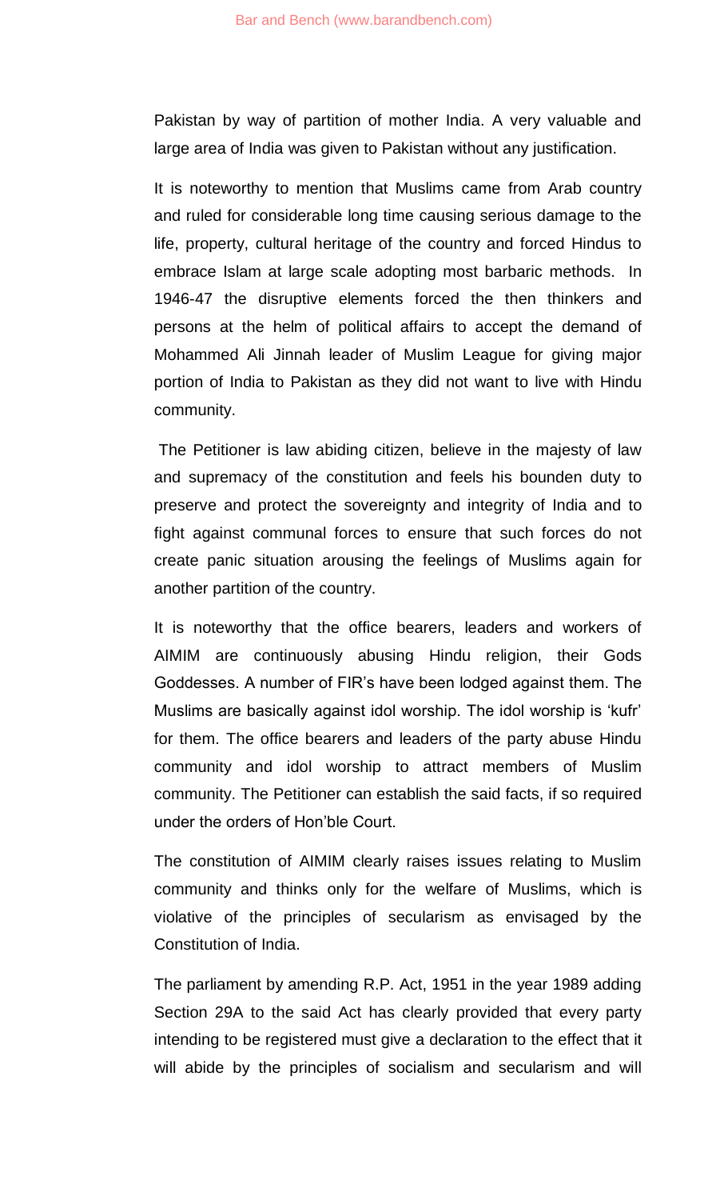Pakistan by way of partition of mother India. A very valuable and large area of India was given to Pakistan without any justification.

It is noteworthy to mention that Muslims came from Arab country and ruled for considerable long time causing serious damage to the life, property, cultural heritage of the country and forced Hindus to embrace Islam at large scale adopting most barbaric methods. In 1946-47 the disruptive elements forced the then thinkers and persons at the helm of political affairs to accept the demand of Mohammed Ali Jinnah leader of Muslim League for giving major portion of India to Pakistan as they did not want to live with Hindu community.

The Petitioner is law abiding citizen, believe in the majesty of law and supremacy of the constitution and feels his bounden duty to preserve and protect the sovereignty and integrity of India and to fight against communal forces to ensure that such forces do not create panic situation arousing the feelings of Muslims again for another partition of the country.

It is noteworthy that the office bearers, leaders and workers of AIMIM are continuously abusing Hindu religion, their Gods Goddesses. A number of FIR's have been lodged against them. The Muslims are basically against idol worship. The idol worship is 'kufr' for them. The office bearers and leaders of the party abuse Hindu community and idol worship to attract members of Muslim community. The Petitioner can establish the said facts, if so required under the orders of Hon'ble Court.

The constitution of AIMIM clearly raises issues relating to Muslim community and thinks only for the welfare of Muslims, which is violative of the principles of secularism as envisaged by the Constitution of India.

The parliament by amending R.P. Act, 1951 in the year 1989 adding Section 29A to the said Act has clearly provided that every party intending to be registered must give a declaration to the effect that it will abide by the principles of socialism and secularism and will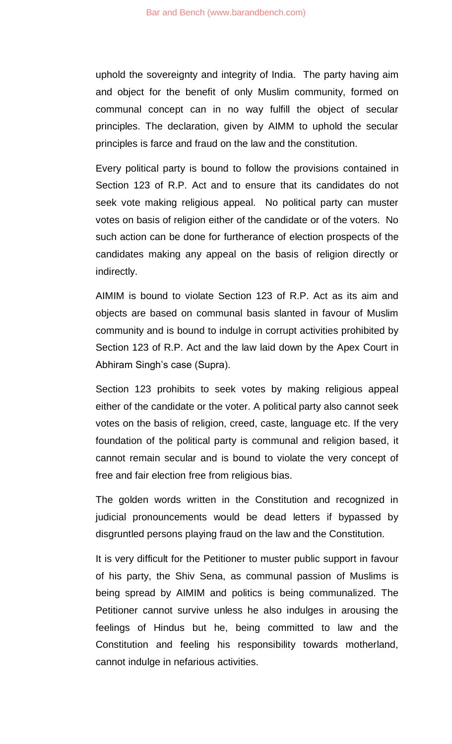uphold the sovereignty and integrity of India. The party having aim and object for the benefit of only Muslim community, formed on communal concept can in no way fulfill the object of secular principles. The declaration, given by AIMM to uphold the secular principles is farce and fraud on the law and the constitution.

Every political party is bound to follow the provisions contained in Section 123 of R.P. Act and to ensure that its candidates do not seek vote making religious appeal. No political party can muster votes on basis of religion either of the candidate or of the voters. No such action can be done for furtherance of election prospects of the candidates making any appeal on the basis of religion directly or indirectly.

AIMIM is bound to violate Section 123 of R.P. Act as its aim and objects are based on communal basis slanted in favour of Muslim community and is bound to indulge in corrupt activities prohibited by Section 123 of R.P. Act and the law laid down by the Apex Court in Abhiram Singh's case (Supra).

Section 123 prohibits to seek votes by making religious appeal either of the candidate or the voter. A political party also cannot seek votes on the basis of religion, creed, caste, language etc. If the very foundation of the political party is communal and religion based, it cannot remain secular and is bound to violate the very concept of free and fair election free from religious bias.

The golden words written in the Constitution and recognized in judicial pronouncements would be dead letters if bypassed by disgruntled persons playing fraud on the law and the Constitution.

It is very difficult for the Petitioner to muster public support in favour of his party, the Shiv Sena, as communal passion of Muslims is being spread by AIMIM and politics is being communalized. The Petitioner cannot survive unless he also indulges in arousing the feelings of Hindus but he, being committed to law and the Constitution and feeling his responsibility towards motherland, cannot indulge in nefarious activities.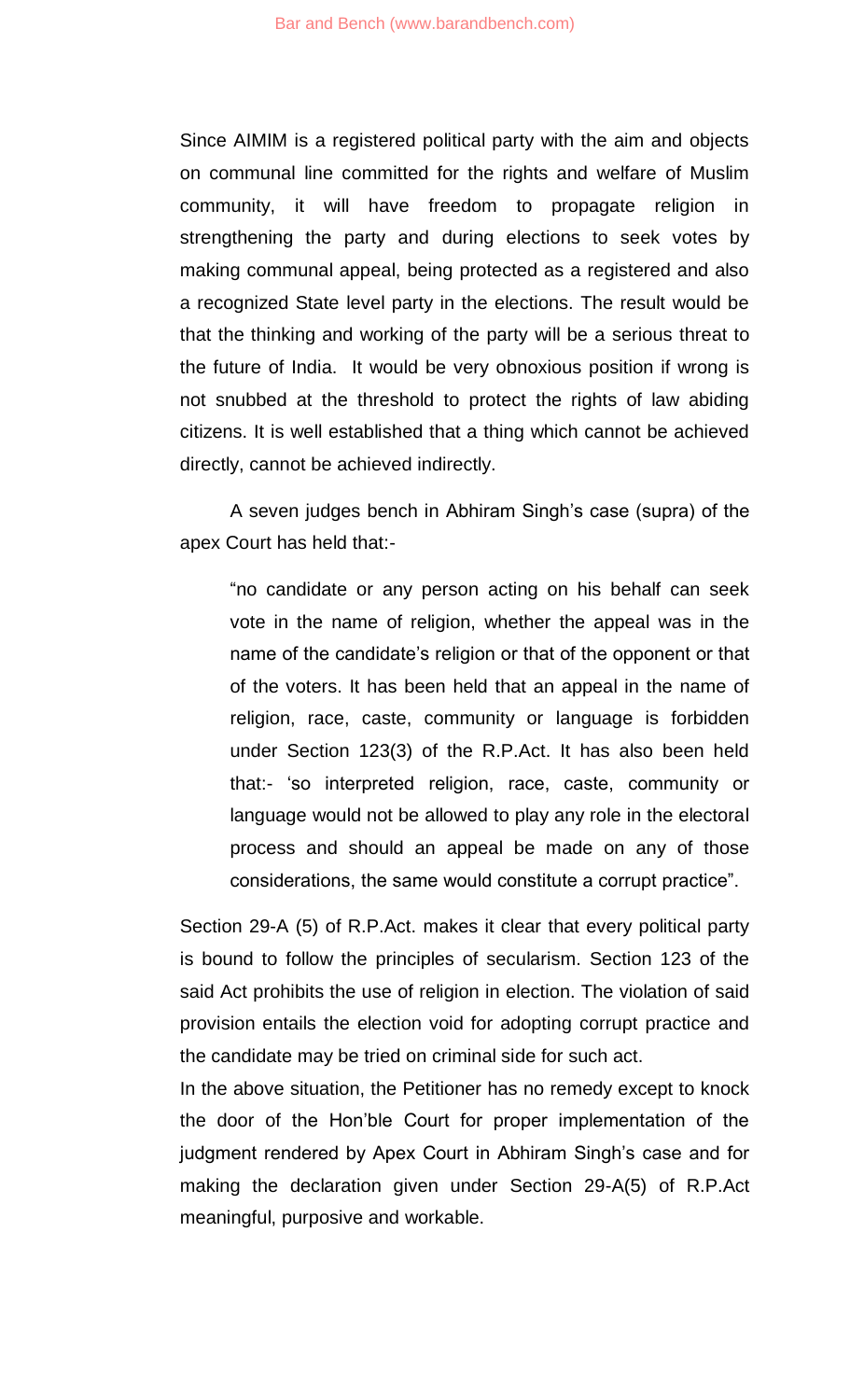Since AIMIM is a registered political party with the aim and objects on communal line committed for the rights and welfare of Muslim community, it will have freedom to propagate religion in strengthening the party and during elections to seek votes by making communal appeal, being protected as a registered and also a recognized State level party in the elections. The result would be that the thinking and working of the party will be a serious threat to the future of India. It would be very obnoxious position if wrong is not snubbed at the threshold to protect the rights of law abiding citizens. It is well established that a thing which cannot be achieved directly, cannot be achieved indirectly.

A seven judges bench in Abhiram Singh's case (supra) of the apex Court has held that:-

> "no candidate or any person acting on his behalf can seek vote in the name of religion, whether the appeal was in the name of the candidate's religion or that of the opponent or that of the voters. It has been held that an appeal in the name of religion, race, caste, community or language is forbidden under Section 123(3) of the R.P.Act. It has also been held that:- 'so interpreted religion, race, caste, community or language would not be allowed to play any role in the electoral process and should an appeal be made on any of those considerations, the same would constitute a corrupt practice".

Section 29-A (5) of R.P.Act. makes it clear that every political party is bound to follow the principles of secularism. Section 123 of the said Act prohibits the use of religion in election. The violation of said provision entails the election void for adopting corrupt practice and the candidate may be tried on criminal side for such act.

In the above situation, the Petitioner has no remedy except to knock the door of the Hon'ble Court for proper implementation of the judgment rendered by Apex Court in Abhiram Singh's case and for making the declaration given under Section 29-A(5) of R.P.Act meaningful, purposive and workable.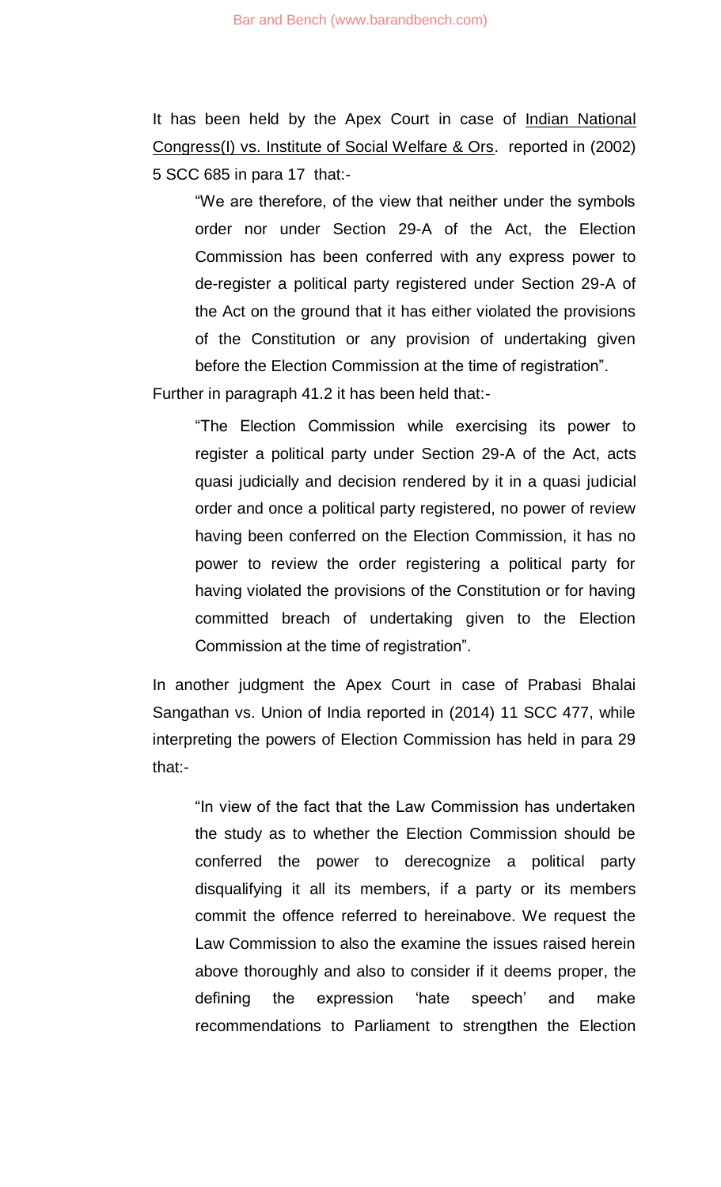It has been held by the Apex Court in case of Indian National Congress(I) vs. Institute of Social Welfare & Ors. reported in (2002) 5 SCC 685 in para 17 that:-

> "We are therefore, of the view that neither under the symbols order nor under Section 29-A of the Act, the Election Commission has been conferred with any express power to de-register a political party registered under Section 29-A of the Act on the ground that it has either violated the provisions of the Constitution or any provision of undertaking given before the Election Commission at the time of registration".

Further in paragraph 41.2 it has been held that:-

> "The Election Commission while exercising its power to register a political party under Section 29-A of the Act, acts quasi judicially and decision rendered by it in a quasi judicial order and once a political party registered, no power of review having been conferred on the Election Commission, it has no power to review the order registering a political party for having violated the provisions of the Constitution or for having committed breach of undertaking given to the Election Commission at the time of registration".

In another judgment the Apex Court in case of Prabasi Bhalai Sangathan vs. Union of India reported in (2014) 11 SCC 477, while interpreting the powers of Election Commission has held in para 29 that:-

> "In view of the fact that the Law Commission has undertaken the study as to whether the Election Commission should be conferred the power to derecognize a political party disqualifying it all its members, if a party or its members commit the offence referred to hereinabove. We request the Law Commission to also the examine the issues raised herein above thoroughly and also to consider if it deems proper, the defining the expression 'hate speech' and make recommendations to Parliament to strengthen the Election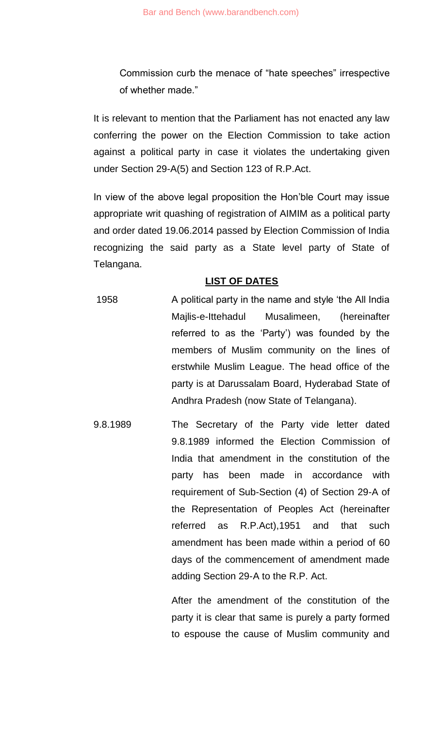Commission curb the menace of "hate speeches" irrespective of whether made."

It is relevant to mention that the Parliament has not enacted any law conferring the power on the Election Commission to take action against a political party in case it violates the undertaking given under Section 29-A(5) and Section 123 of R.P.Act.

In view of the above legal proposition the Hon'ble Court may issue appropriate writ quashing of registration of AIMIM as a political party and order dated 19.06.2014 passed by Election Commission of India recognizing the said party as a State level party of State of Telangana.

## LIST OF DATES

| | |
|---|---|
| 1958 | A political party in the name and style 'the All India Majlis-e-Ittehadul Musalimeen, (hereinafter referred to as the 'Party') was founded by the members of Muslim community on the lines of erstwhile Muslim League. The head office of the party is at Darussalam Board, Hyderabad State of Andhra Pradesh (now State of Telangana). |
| 9.8.1989 | The Secretary of the Party vide letter dated 9.8.1989 informed the Election Commission of India that amendment in the constitution of the party has been made in accordance with requirement of Sub-Section (4) of Section 29-A of the Representation of Peoples Act (hereinafter referred as R.P.Act),1951 and that such amendment has been made within a period of 60 days of the commencement of amendment made adding Section 29-A to the R.P. Act.<br><br>After the amendment of the constitution of the party it is clear that same is purely a party formed to espouse the cause of Muslim community and |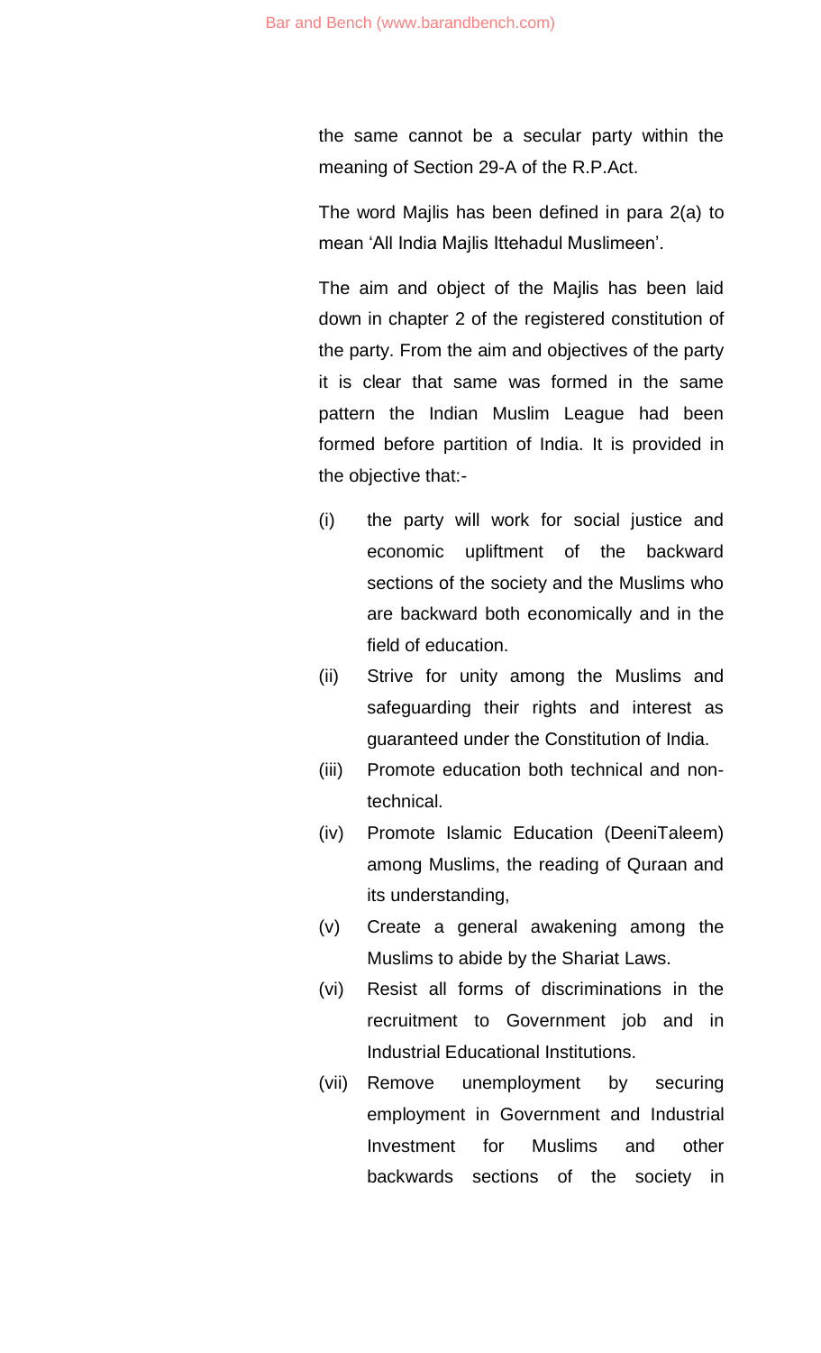the same cannot be a secular party within the meaning of Section 29-A of the R.P.Act.

The word Majlis has been defined in para 2(a) to mean 'All India Majlis Ittehadul Muslimeen'.

The aim and object of the Majlis has been laid down in chapter 2 of the registered constitution of the party. From the aim and objectives of the party it is clear that same was formed in the same pattern the Indian Muslim League had been formed before partition of India. It is provided in the objective that:-

(i) the party will work for social justice and economic upliftment of the backward sections of the society and the Muslims who are backward both economically and in the field of education.

(ii) Strive for unity among the Muslims and safeguarding their rights and interest as guaranteed under the Constitution of India.

(iii) Promote education both technical and non-technical.

(iv) Promote Islamic Education (DeeniTaleem) among Muslims, the reading of Quraan and its understanding,

(v) Create a general awakening among the Muslims to abide by the Shariat Laws.

(vi) Resist all forms of discriminations in the recruitment to Government job and in Industrial Educational Institutions.

(vii) Remove unemployment by securing employment in Government and Industrial Investment for Muslims and other backwards sections of the society in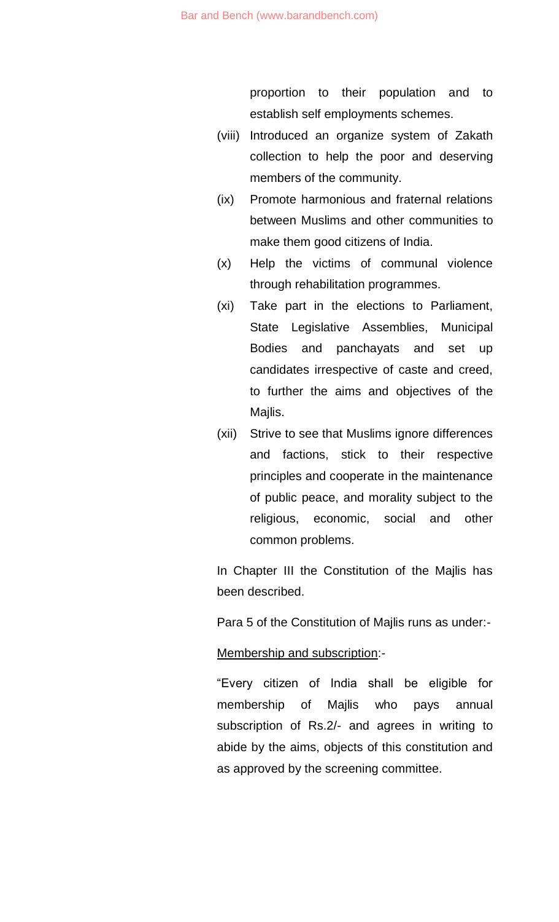proportion to their population and to establish self employments schemes.

(viii) Introduced an organize system of Zakath collection to help the poor and deserving members of the community.

(ix) Promote harmonious and fraternal relations between Muslims and other communities to make them good citizens of India.

(x) Help the victims of communal violence through rehabilitation programmes.

(xi) Take part in the elections to Parliament, State Legislative Assemblies, Municipal Bodies and panchayats and set up candidates irrespective of caste and creed, to further the aims and objectives of the Majlis.

(xii) Strive to see that Muslims ignore differences and factions, stick to their respective principles and cooperate in the maintenance of public peace, and morality subject to the religious, economic, social and other common problems.

In Chapter III the Constitution of the Majlis has been described.

Para 5 of the Constitution of Majlis runs as under:-

<u>Membership and subscription</u>:-

"Every citizen of India shall be eligible for membership of Majlis who pays annual subscription of Rs.2/- and agrees in writing to abide by the aims, objects of this constitution and as approved by the screening committee.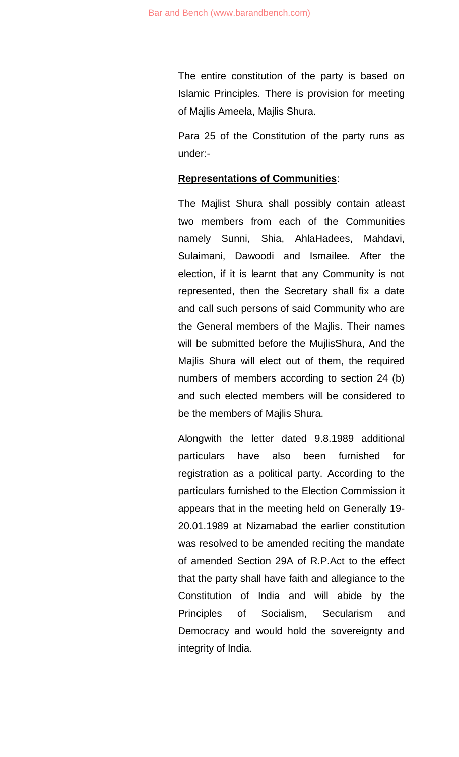The entire constitution of the party is based on Islamic Principles. There is provision for meeting of Majlis Ameela, Majlis Shura.

Para 25 of the Constitution of the party runs as under:-

**Representations of Communities**:

The Majlist Shura shall possibly contain atleast two members from each of the Communities namely Sunni, Shia, AhlaHadees, Mahdavi, Sulaimani, Dawoodi and Ismailee. After the election, if it is learnt that any Community is not represented, then the Secretary shall fix a date and call such persons of said Community who are the General members of the Majlis. Their names will be submitted before the MujlisShura, And the Majlis Shura will elect out of them, the required numbers of members according to section 24 (b) and such elected members will be considered to be the members of Majlis Shura.

Alongwith the letter dated 9.8.1989 additional particulars have also been furnished for registration as a political party. According to the particulars furnished to the Election Commission it appears that in the meeting held on Generally 19-20.01.1989 at Nizamabad the earlier constitution was resolved to be amended reciting the mandate of amended Section 29A of R.P.Act to the effect that the party shall have faith and allegiance to the Constitution of India and will abide by the Principles of Socialism, Secularism and Democracy and would hold the sovereignty and integrity of India.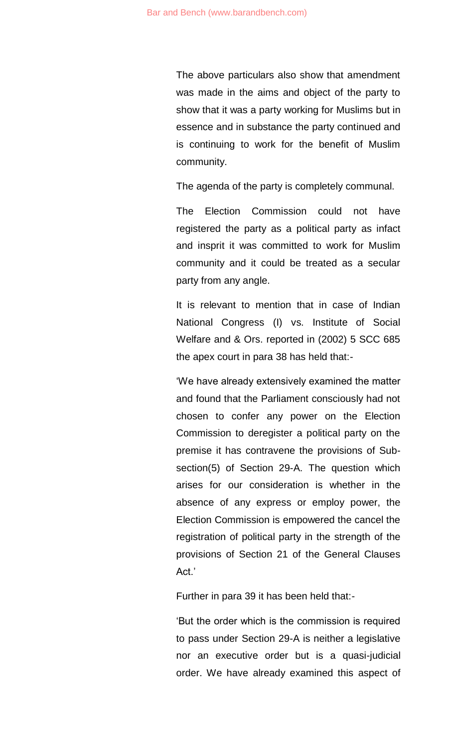The above particulars also show that amendment was made in the aims and object of the party to show that it was a party working for Muslims but in essence and in substance the party continued and is continuing to work for the benefit of Muslim community.

The agenda of the party is completely communal.

The Election Commission could not have registered the party as a political party as infact and insprit it was committed to work for Muslim community and it could be treated as a secular party from any angle.

It is relevant to mention that in case of Indian National Congress (I) vs. Institute of Social Welfare and & Ors. reported in (2002) 5 SCC 685 the apex court in para 38 has held that:-

'We have already extensively examined the matter and found that the Parliament consciously had not chosen to confer any power on the Election Commission to deregister a political party on the premise it has contravene the provisions of Sub-section(5) of Section 29-A. The question which arises for our consideration is whether in the absence of any express or employ power, the Election Commission is empowered the cancel the registration of political party in the strength of the provisions of Section 21 of the General Clauses Act.'

Further in para 39 it has been held that:-

'But the order which is the commission is required to pass under Section 29-A is neither a legislative nor an executive order but is a quasi-judicial order. We have already examined this aspect of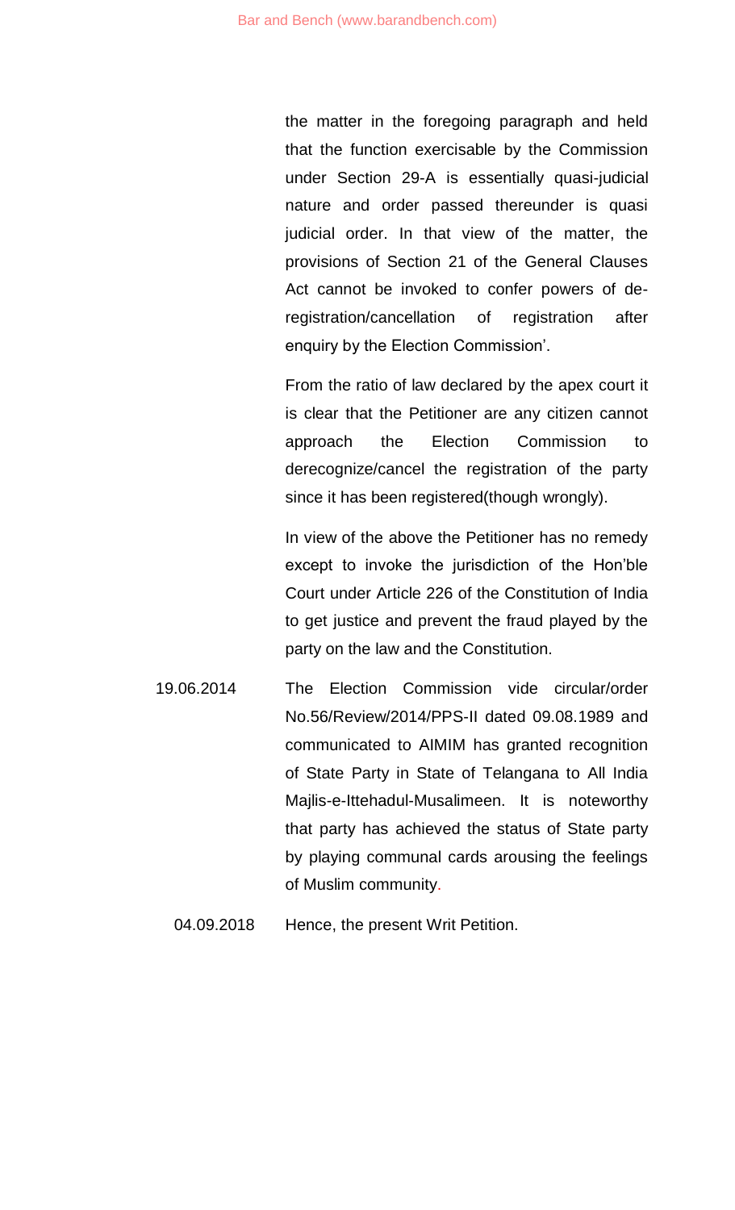the matter in the foregoing paragraph and held that the function exercisable by the Commission under Section 29-A is essentially quasi-judicial nature and order passed thereunder is quasi judicial order. In that view of the matter, the provisions of Section 21 of the General Clauses Act cannot be invoked to confer powers of de-registration/cancellation of registration after enquiry by the Election Commission'.

From the ratio of law declared by the apex court it is clear that the Petitioner are any citizen cannot approach the Election Commission to derecognize/cancel the registration of the party since it has been registered(though wrongly).

In view of the above the Petitioner has no remedy except to invoke the jurisdiction of the Hon'ble Court under Article 226 of the Constitution of India to get justice and prevent the fraud played by the party on the law and the Constitution.

| | |
|---|---|
| 19.06.2014 | The Election Commission vide circular/order No.56/Review/2014/PPS-II dated 09.08.1989 and communicated to AIMIM has granted recognition of State Party in State of Telangana to All India Majlis-e-Ittehadul-Musalimeen. It is noteworthy that party has achieved the status of State party by playing communal cards arousing the feelings of Muslim community. |
| 04.09.2018 | Hence, the present Writ Petition. |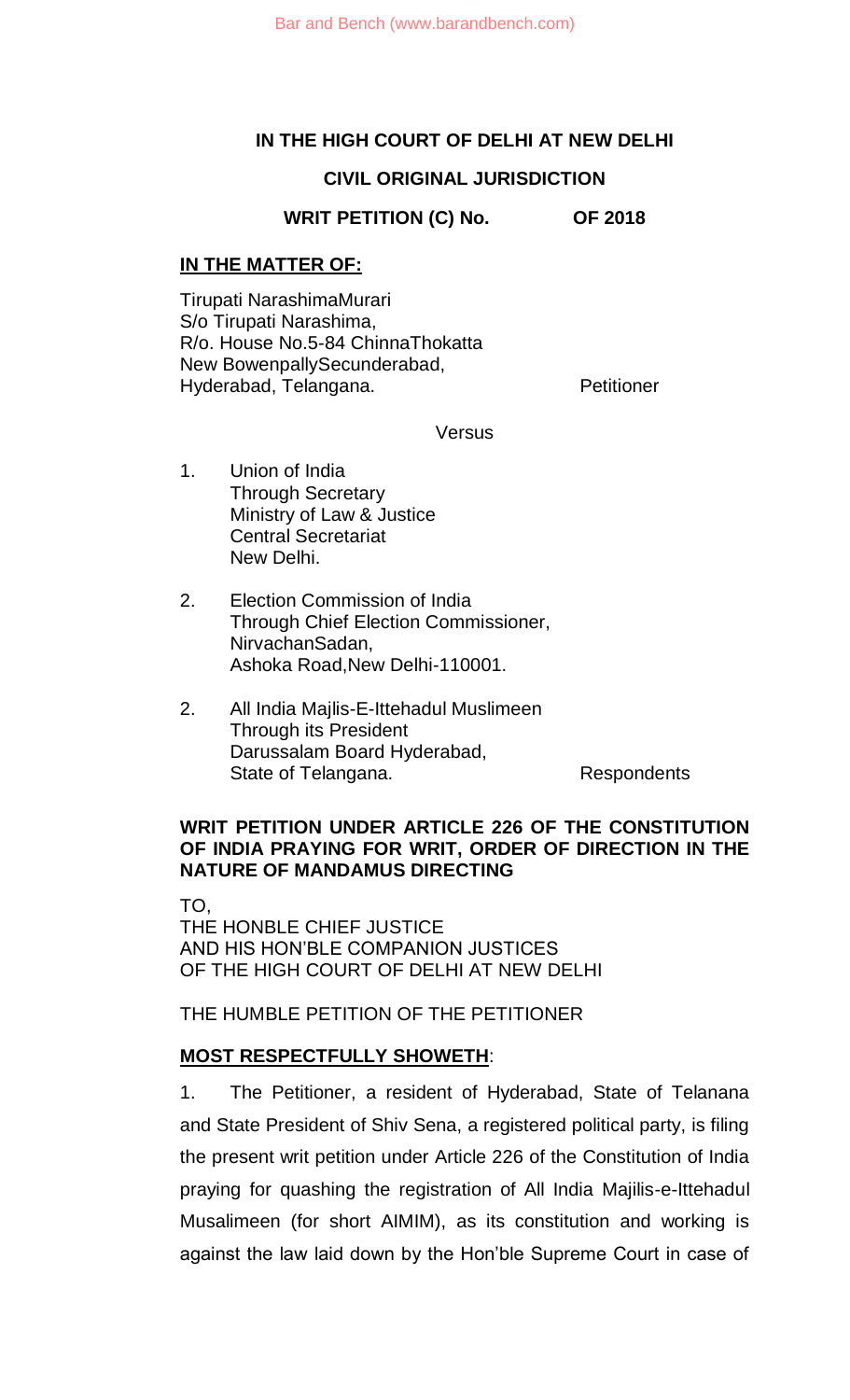**IN THE HIGH COURT OF DELHI AT NEW DELHI**

**CIVIL ORIGINAL JURISDICTION**

**WRIT PETITION (C) No. OF 2018**

**IN THE MATTER OF:**

Tirupati NarashimaMurari
S/o Tirupati Narashima,
R/o. House No.5-84 ChinnaThokatta
New BowenpallySecunderabad,
Hyderabad, Telangana. Petitioner

Versus

1. Union of India
   Through Secretary
   Ministry of Law & Justice
   Central Secretariat
   New Delhi.

2. Election Commission of India
   Through Chief Election Commissioner,
   NirvachanSadan,
   Ashoka Road,New Delhi-110001.

2. All India Majlis-E-Ittehadul Muslimeen
   Through its President
   Darussalam Board Hyderabad,
   State of Telangana. Respondents

**WRIT PETITION UNDER ARTICLE 226 OF THE CONSTITUTION OF INDIA PRAYING FOR WRIT, ORDER OF DIRECTION IN THE NATURE OF MANDAMUS DIRECTING**

TO,
THE HONBLE CHIEF JUSTICE
AND HIS HON'BLE COMPANION JUSTICES
OF THE HIGH COURT OF DELHI AT NEW DELHI

THE HUMBLE PETITION OF THE PETITIONER

**MOST RESPECTFULLY SHOWETH**:

1. The Petitioner, a resident of Hyderabad, State of Telanana and State President of Shiv Sena, a registered political party, is filing the present writ petition under Article 226 of the Constitution of India praying for quashing the registration of All India Majilis-e-Ittehadul Musalimeen (for short AIMIM), as its constitution and working is against the law laid down by the Hon'ble Supreme Court in case of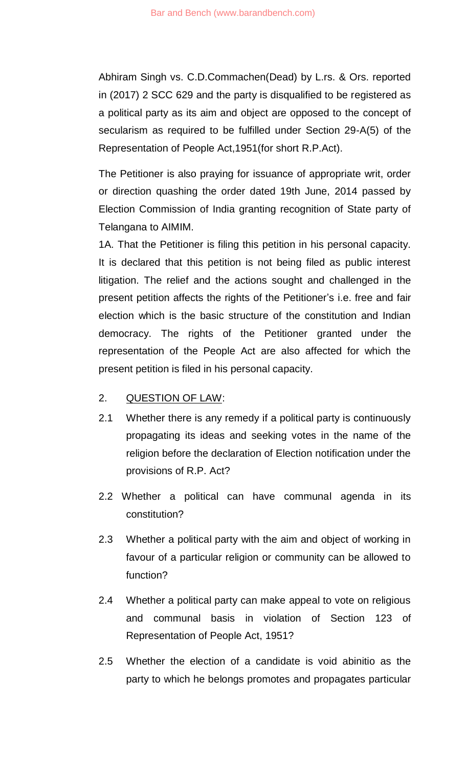Abhiram Singh vs. C.D.Commachen(Dead) by L.rs. & Ors. reported in (2017) 2 SCC 629 and the party is disqualified to be registered as a political party as its aim and object are opposed to the concept of secularism as required to be fulfilled under Section 29-A(5) of the Representation of People Act,1951(for short R.P.Act).

The Petitioner is also praying for issuance of appropriate writ, order or direction quashing the order dated 19th June, 2014 passed by Election Commission of India granting recognition of State party of Telangana to AIMIM.

1A. That the Petitioner is filing this petition in his personal capacity. It is declared that this petition is not being filed as public interest litigation. The relief and the actions sought and challenged in the present petition affects the rights of the Petitioner's i.e. free and fair election which is the basic structure of the constitution and Indian democracy. The rights of the Petitioner granted under the representation of the People Act are also affected for which the present petition is filed in his personal capacity.

2. QUESTION OF LAW:

2.1 Whether there is any remedy if a political party is continuously propagating its ideas and seeking votes in the name of the religion before the declaration of Election notification under the provisions of R.P. Act?

2.2 Whether a political can have communal agenda in its constitution?

2.3 Whether a political party with the aim and object of working in favour of a particular religion or community can be allowed to function?

2.4 Whether a political party can make appeal to vote on religious and communal basis in violation of Section 123 of Representation of People Act, 1951?

2.5 Whether the election of a candidate is void abinitio as the party to which he belongs promotes and propagates particular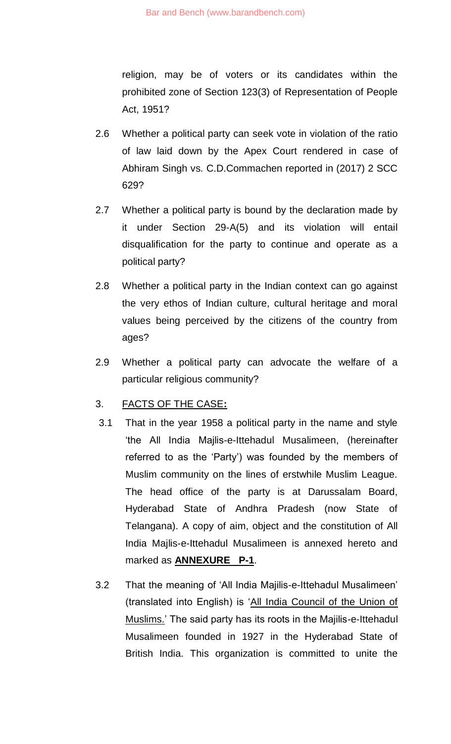religion, may be of voters or its candidates within the prohibited zone of Section 123(3) of Representation of People Act, 1951?

2.6 Whether a political party can seek vote in violation of the ratio of law laid down by the Apex Court rendered in case of Abhiram Singh vs. C.D.Commachen reported in (2017) 2 SCC 629?

2.7 Whether a political party is bound by the declaration made by it under Section 29-A(5) and its violation will entail disqualification for the party to continue and operate as a political party?

2.8 Whether a political party in the Indian context can go against the very ethos of Indian culture, cultural heritage and moral values being perceived by the citizens of the country from ages?

2.9 Whether a political party can advocate the welfare of a particular religious community?

3. FACTS OF THE CASE**:**

3.1 That in the year 1958 a political party in the name and style 'the All India Majlis-e-Ittehadul Musalimeen, (hereinafter referred to as the 'Party') was founded by the members of Muslim community on the lines of erstwhile Muslim League. The head office of the party is at Darussalam Board, Hyderabad State of Andhra Pradesh (now State of Telangana). A copy of aim, object and the constitution of All India Majlis-e-Ittehadul Musalimeen is annexed hereto and marked as **ANNEXURE P-1**.

3.2 That the meaning of 'All India Majilis-e-Ittehadul Musalimeen' (translated into English) is 'All India Council of the Union of Muslims.' The said party has its roots in the Majilis-e-Ittehadul Musalimeen founded in 1927 in the Hyderabad State of British India. This organization is committed to unite the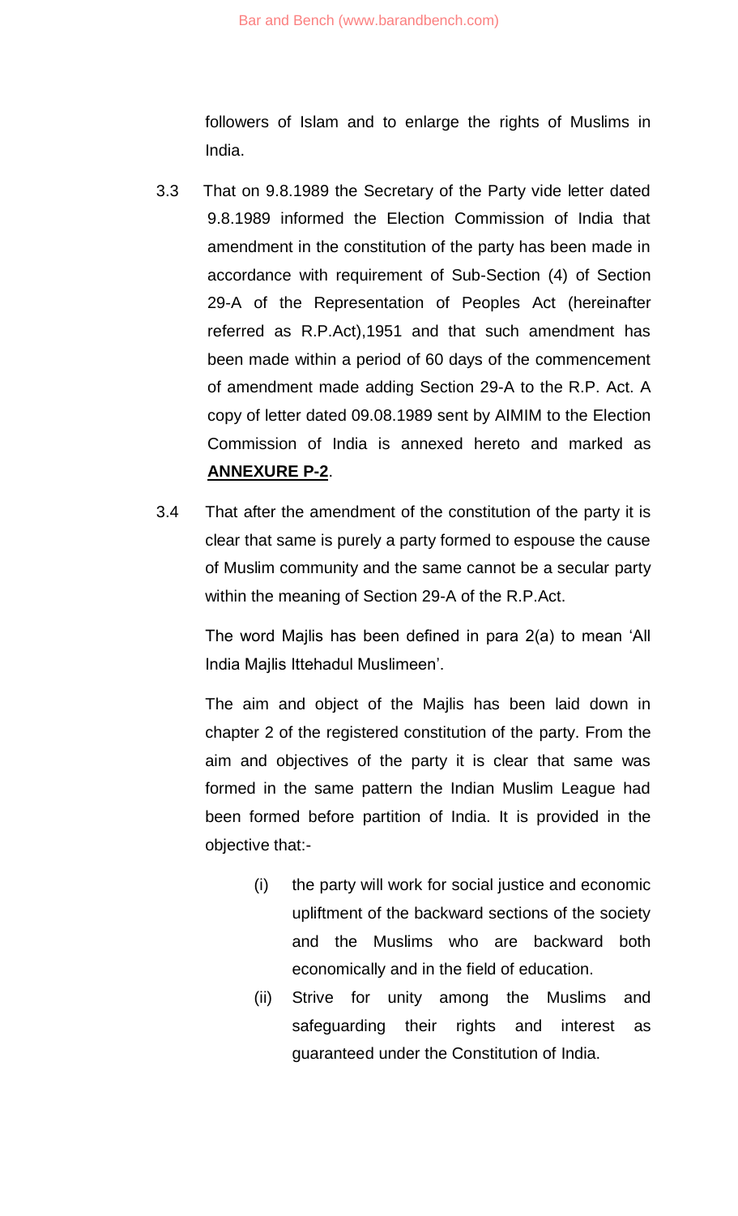followers of Islam and to enlarge the rights of Muslims in India.

3.3 That on 9.8.1989 the Secretary of the Party vide letter dated 9.8.1989 informed the Election Commission of India that amendment in the constitution of the party has been made in accordance with requirement of Sub-Section (4) of Section 29-A of the Representation of Peoples Act (hereinafter referred as R.P.Act),1951 and that such amendment has been made within a period of 60 days of the commencement of amendment made adding Section 29-A to the R.P. Act. A copy of letter dated 09.08.1989 sent by AIMIM to the Election Commission of India is annexed hereto and marked as **ANNEXURE P-2**.

3.4 That after the amendment of the constitution of the party it is clear that same is purely a party formed to espouse the cause of Muslim community and the same cannot be a secular party within the meaning of Section 29-A of the R.P.Act.

The word Majlis has been defined in para 2(a) to mean 'All India Majlis Ittehadul Muslimeen'.

The aim and object of the Majlis has been laid down in chapter 2 of the registered constitution of the party. From the aim and objectives of the party it is clear that same was formed in the same pattern the Indian Muslim League had been formed before partition of India. It is provided in the objective that:-

(i) the party will work for social justice and economic upliftment of the backward sections of the society and the Muslims who are backward both economically and in the field of education.

(ii) Strive for unity among the Muslims and safeguarding their rights and interest as guaranteed under the Constitution of India.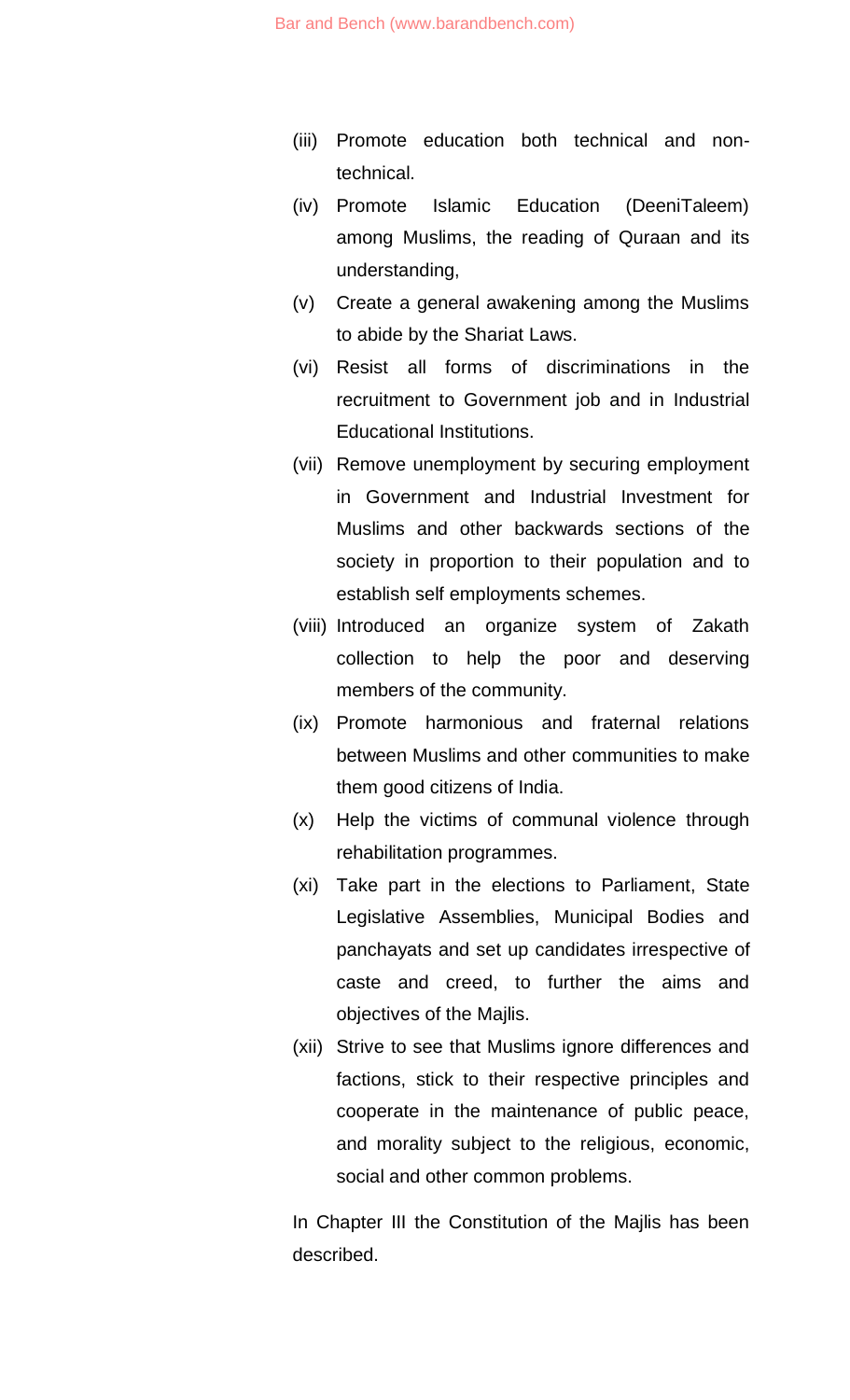(iii) Promote education both technical and non-technical.

(iv) Promote Islamic Education (DeeniTaleem) among Muslims, the reading of Quraan and its understanding,

(v) Create a general awakening among the Muslims to abide by the Shariat Laws.

(vi) Resist all forms of discriminations in the recruitment to Government job and in Industrial Educational Institutions.

(vii) Remove unemployment by securing employment in Government and Industrial Investment for Muslims and other backwards sections of the society in proportion to their population and to establish self employments schemes.

(viii) Introduced an organize system of Zakath collection to help the poor and deserving members of the community.

(ix) Promote harmonious and fraternal relations between Muslims and other communities to make them good citizens of India.

(x) Help the victims of communal violence through rehabilitation programmes.

(xi) Take part in the elections to Parliament, State Legislative Assemblies, Municipal Bodies and panchayats and set up candidates irrespective of caste and creed, to further the aims and objectives of the Majlis.

(xii) Strive to see that Muslims ignore differences and factions, stick to their respective principles and cooperate in the maintenance of public peace, and morality subject to the religious, economic, social and other common problems.

In Chapter III the Constitution of the Majlis has been described.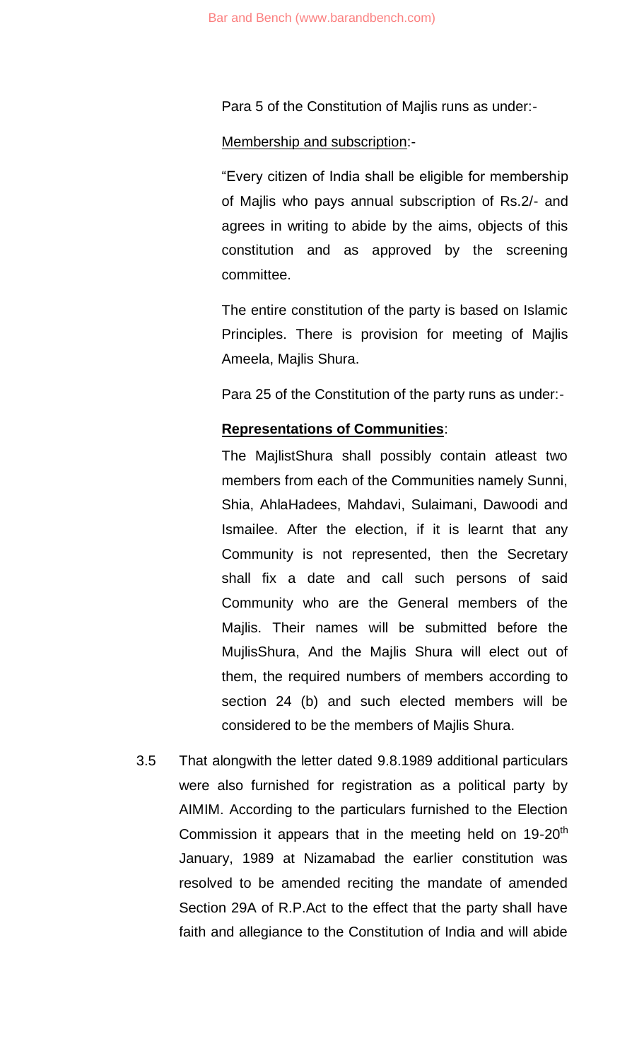Para 5 of the Constitution of Majlis runs as under:-

Membership and subscription:-

"Every citizen of India shall be eligible for membership of Majlis who pays annual subscription of Rs.2/- and agrees in writing to abide by the aims, objects of this constitution and as approved by the screening committee.

The entire constitution of the party is based on Islamic Principles. There is provision for meeting of Majlis Ameela, Majlis Shura.

Para 25 of the Constitution of the party runs as under:-

**Representations of Communities**:

The MajlistShura shall possibly contain atleast two members from each of the Communities namely Sunni, Shia, AhlaHadees, Mahdavi, Sulaimani, Dawoodi and Ismailee. After the election, if it is learnt that any Community is not represented, then the Secretary shall fix a date and call such persons of said Community who are the General members of the Majlis. Their names will be submitted before the MujlisShura, And the Majlis Shura will elect out of them, the required numbers of members according to section 24 (b) and such elected members will be considered to be the members of Majlis Shura.

3.5 That alongwith the letter dated 9.8.1989 additional particulars were also furnished for registration as a political party by AIMIM. According to the particulars furnished to the Election Commission it appears that in the meeting held on 19-20th January, 1989 at Nizamabad the earlier constitution was resolved to be amended reciting the mandate of amended Section 29A of R.P.Act to the effect that the party shall have faith and allegiance to the Constitution of India and will abide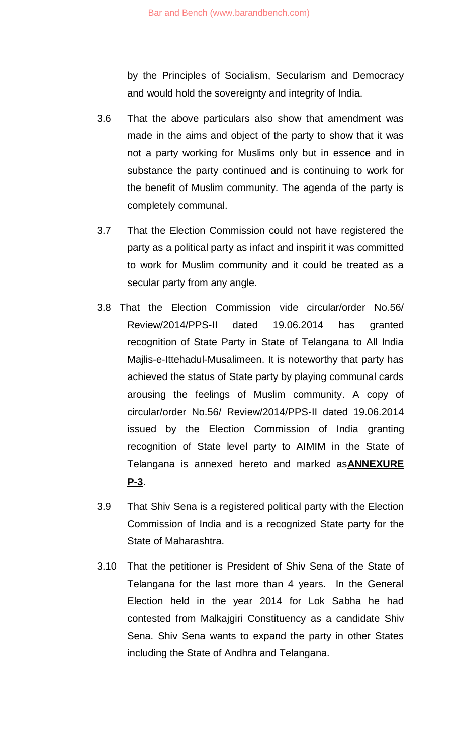by the Principles of Socialism, Secularism and Democracy and would hold the sovereignty and integrity of India.

3.6 That the above particulars also show that amendment was made in the aims and object of the party to show that it was not a party working for Muslims only but in essence and in substance the party continued and is continuing to work for the benefit of Muslim community. The agenda of the party is completely communal.

3.7 That the Election Commission could not have registered the party as a political party as infact and inspirit it was committed to work for Muslim community and it could be treated as a secular party from any angle.

3.8 That the Election Commission vide circular/order No.56/ Review/2014/PPS-II dated 19.06.2014 has granted recognition of State Party in State of Telangana to All India Majlis-e-Ittehadul-Musalimeen. It is noteworthy that party has achieved the status of State party by playing communal cards arousing the feelings of Muslim community. A copy of circular/order No.56/ Review/2014/PPS-II dated 19.06.2014 issued by the Election Commission of India granting recognition of State level party to AIMIM in the State of Telangana is annexed hereto and marked as**ANNEXURE P-3**.

3.9 That Shiv Sena is a registered political party with the Election Commission of India and is a recognized State party for the State of Maharashtra.

3.10 That the petitioner is President of Shiv Sena of the State of Telangana for the last more than 4 years. In the General Election held in the year 2014 for Lok Sabha he had contested from Malkajgiri Constituency as a candidate Shiv Sena. Shiv Sena wants to expand the party in other States including the State of Andhra and Telangana.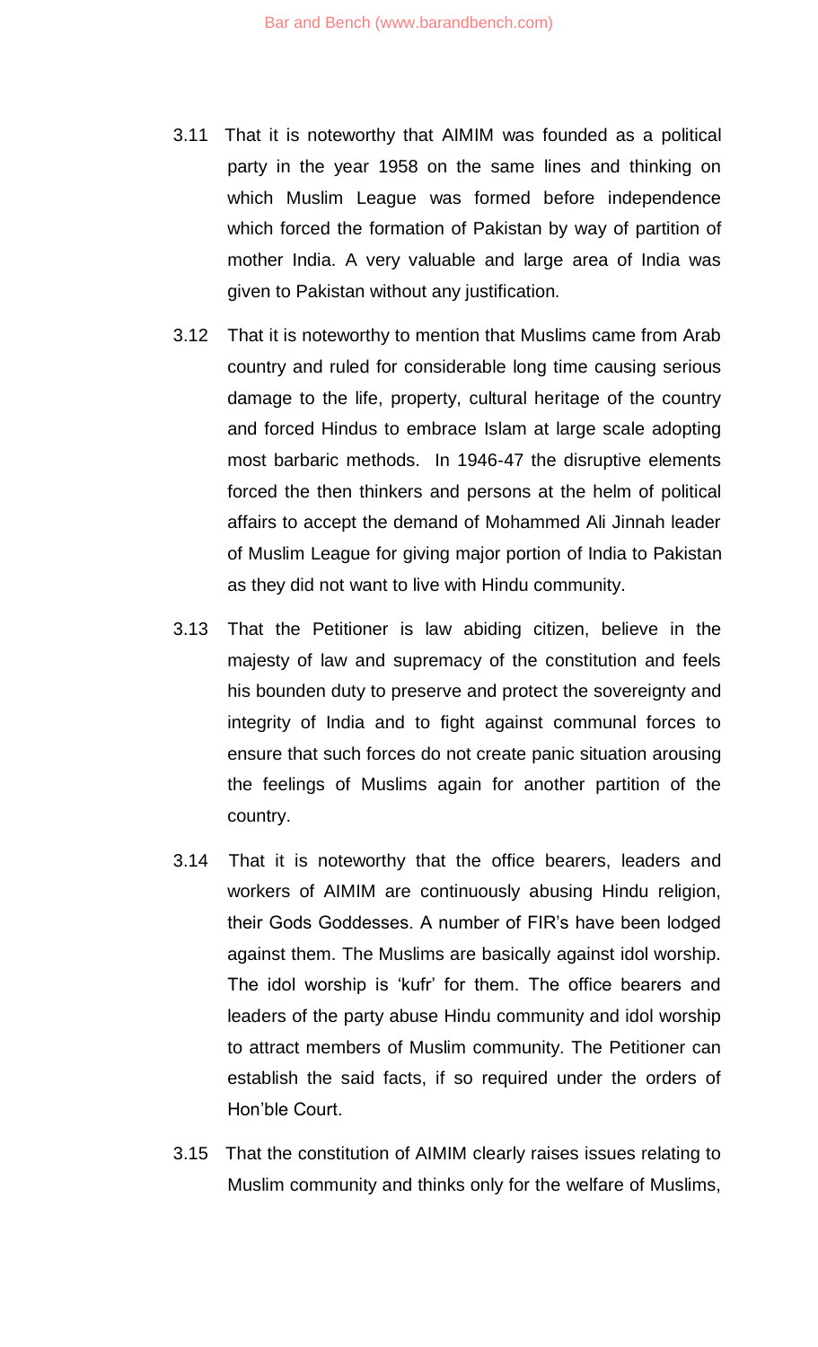3.11 That it is noteworthy that AIMIM was founded as a political party in the year 1958 on the same lines and thinking on which Muslim League was formed before independence which forced the formation of Pakistan by way of partition of mother India. A very valuable and large area of India was given to Pakistan without any justification.

3.12 That it is noteworthy to mention that Muslims came from Arab country and ruled for considerable long time causing serious damage to the life, property, cultural heritage of the country and forced Hindus to embrace Islam at large scale adopting most barbaric methods. In 1946-47 the disruptive elements forced the then thinkers and persons at the helm of political affairs to accept the demand of Mohammed Ali Jinnah leader of Muslim League for giving major portion of India to Pakistan as they did not want to live with Hindu community.

3.13 That the Petitioner is law abiding citizen, believe in the majesty of law and supremacy of the constitution and feels his bounden duty to preserve and protect the sovereignty and integrity of India and to fight against communal forces to ensure that such forces do not create panic situation arousing the feelings of Muslims again for another partition of the country.

3.14 That it is noteworthy that the office bearers, leaders and workers of AIMIM are continuously abusing Hindu religion, their Gods Goddesses. A number of FIR's have been lodged against them. The Muslims are basically against idol worship. The idol worship is 'kufr' for them. The office bearers and leaders of the party abuse Hindu community and idol worship to attract members of Muslim community. The Petitioner can establish the said facts, if so required under the orders of Hon'ble Court.

3.15 That the constitution of AIMIM clearly raises issues relating to Muslim community and thinks only for the welfare of Muslims,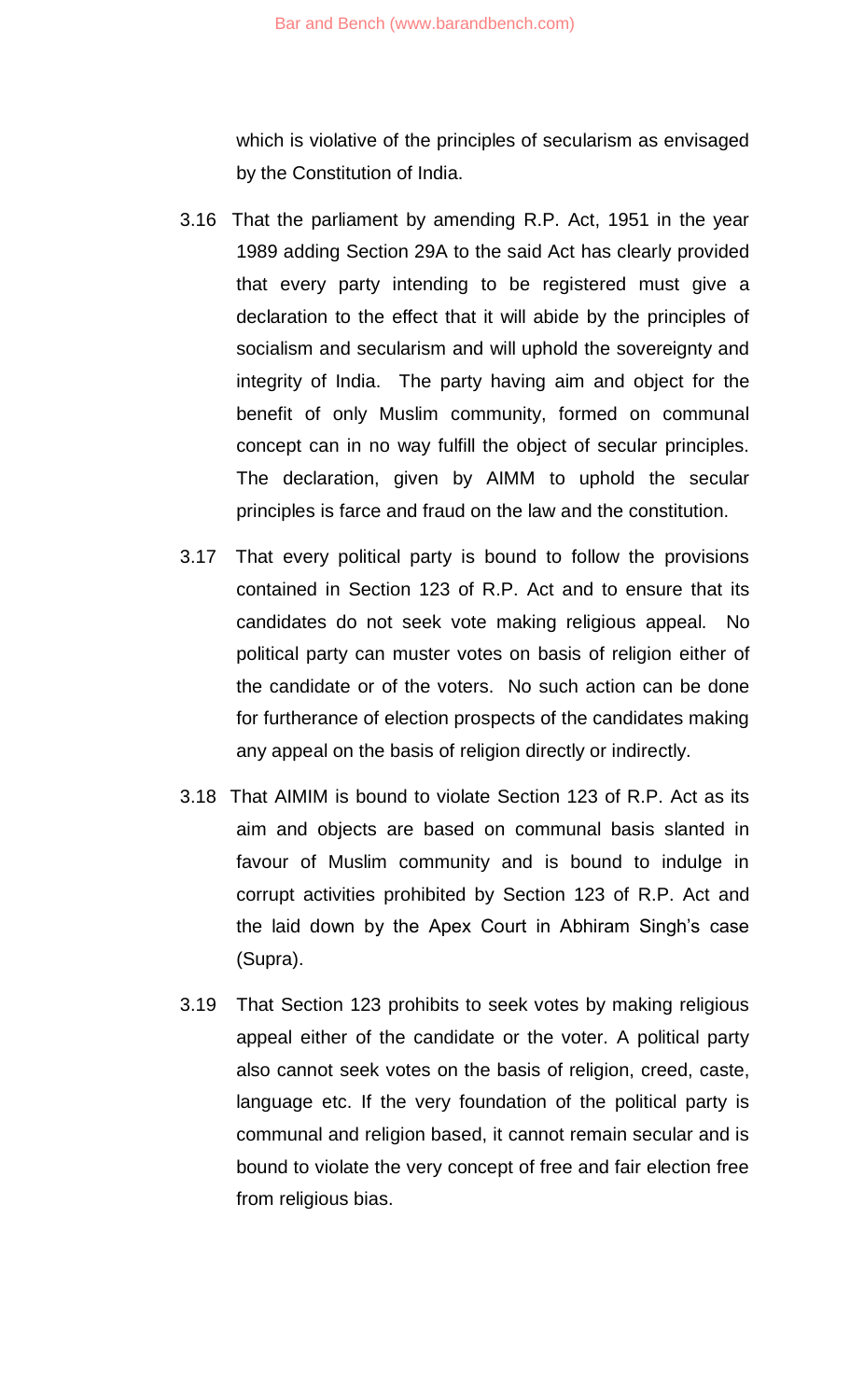which is violative of the principles of secularism as envisaged by the Constitution of India.

3.16 That the parliament by amending R.P. Act, 1951 in the year 1989 adding Section 29A to the said Act has clearly provided that every party intending to be registered must give a declaration to the effect that it will abide by the principles of socialism and secularism and will uphold the sovereignty and integrity of India. The party having aim and object for the benefit of only Muslim community, formed on communal concept can in no way fulfill the object of secular principles. The declaration, given by AIMM to uphold the secular principles is farce and fraud on the law and the constitution.

3.17 That every political party is bound to follow the provisions contained in Section 123 of R.P. Act and to ensure that its candidates do not seek vote making religious appeal. No political party can muster votes on basis of religion either of the candidate or of the voters. No such action can be done for furtherance of election prospects of the candidates making any appeal on the basis of religion directly or indirectly.

3.18 That AIMIM is bound to violate Section 123 of R.P. Act as its aim and objects are based on communal basis slanted in favour of Muslim community and is bound to indulge in corrupt activities prohibited by Section 123 of R.P. Act and the laid down by the Apex Court in Abhiram Singh's case (Supra).

3.19 That Section 123 prohibits to seek votes by making religious appeal either of the candidate or the voter. A political party also cannot seek votes on the basis of religion, creed, caste, language etc. If the very foundation of the political party is communal and religion based, it cannot remain secular and is bound to violate the very concept of free and fair election free from religious bias.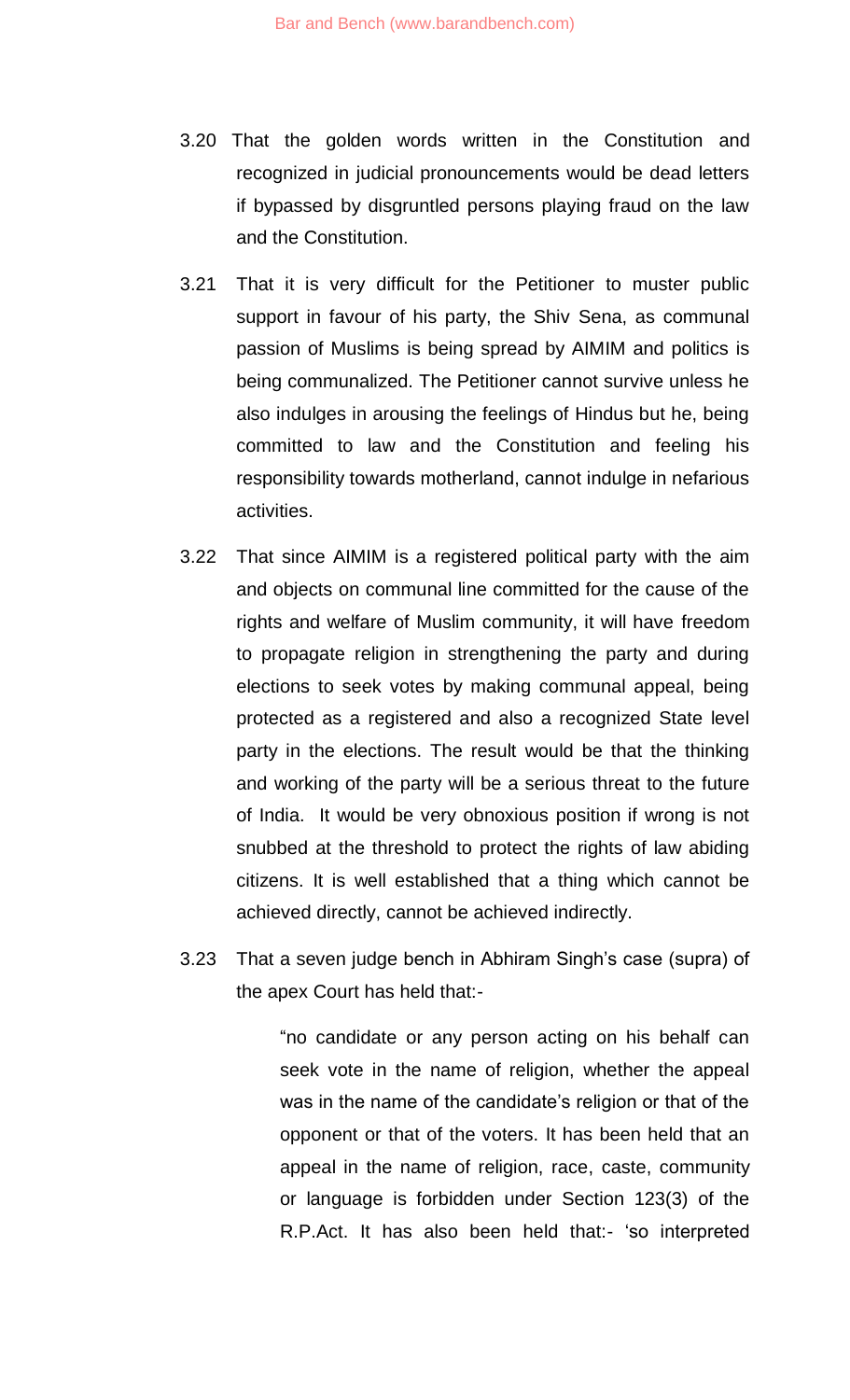3.20 That the golden words written in the Constitution and recognized in judicial pronouncements would be dead letters if bypassed by disgruntled persons playing fraud on the law and the Constitution.

3.21 That it is very difficult for the Petitioner to muster public support in favour of his party, the Shiv Sena, as communal passion of Muslims is being spread by AIMIM and politics is being communalized. The Petitioner cannot survive unless he also indulges in arousing the feelings of Hindus but he, being committed to law and the Constitution and feeling his responsibility towards motherland, cannot indulge in nefarious activities.

3.22 That since AIMIM is a registered political party with the aim and objects on communal line committed for the cause of the rights and welfare of Muslim community, it will have freedom to propagate religion in strengthening the party and during elections to seek votes by making communal appeal, being protected as a registered and also a recognized State level party in the elections. The result would be that the thinking and working of the party will be a serious threat to the future of India. It would be very obnoxious position if wrong is not snubbed at the threshold to protect the rights of law abiding citizens. It is well established that a thing which cannot be achieved directly, cannot be achieved indirectly.

3.23 That a seven judge bench in Abhiram Singh's case (supra) of the apex Court has held that:-

> "no candidate or any person acting on his behalf can seek vote in the name of religion, whether the appeal was in the name of the candidate's religion or that of the opponent or that of the voters. It has been held that an appeal in the name of religion, race, caste, community or language is forbidden under Section 123(3) of the R.P.Act. It has also been held that:- 'so interpreted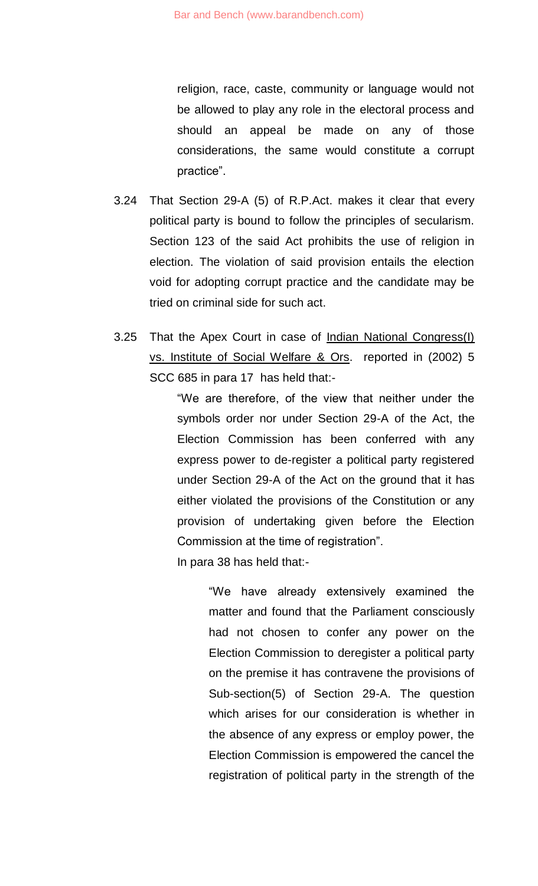religion, race, caste, community or language would not be allowed to play any role in the electoral process and should an appeal be made on any of those considerations, the same would constitute a corrupt practice".

3.24 That Section 29-A (5) of R.P.Act. makes it clear that every political party is bound to follow the principles of secularism. Section 123 of the said Act prohibits the use of religion in election. The violation of said provision entails the election void for adopting corrupt practice and the candidate may be tried on criminal side for such act.

3.25 That the Apex Court in case of Indian National Congress(I) vs. Institute of Social Welfare & Ors. reported in (2002) 5 SCC 685 in para 17 has held that:-

> "We are therefore, of the view that neither under the symbols order nor under Section 29-A of the Act, the Election Commission has been conferred with any express power to de-register a political party registered under Section 29-A of the Act on the ground that it has either violated the provisions of the Constitution or any provision of undertaking given before the Election Commission at the time of registration".

In para 38 has held that:-

> "We have already extensively examined the matter and found that the Parliament consciously had not chosen to confer any power on the Election Commission to deregister a political party on the premise it has contravene the provisions of Sub-section(5) of Section 29-A. The question which arises for our consideration is whether in the absence of any express or employ power, the Election Commission is empowered the cancel the registration of political party in the strength of the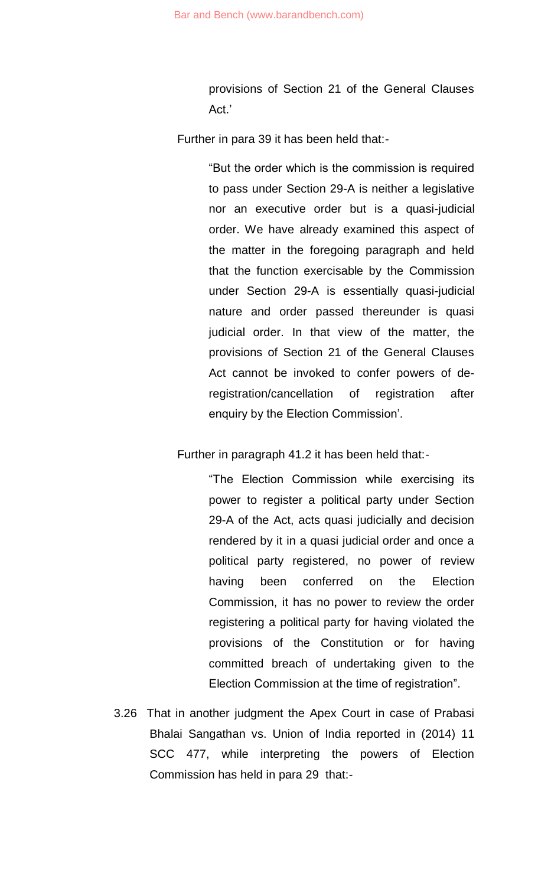provisions of Section 21 of the General Clauses Act.'

Further in para 39 it has been held that:-

> "But the order which is the commission is required to pass under Section 29-A is neither a legislative nor an executive order but is a quasi-judicial order. We have already examined this aspect of the matter in the foregoing paragraph and held that the function exercisable by the Commission under Section 29-A is essentially quasi-judicial nature and order passed thereunder is quasi judicial order. In that view of the matter, the provisions of Section 21 of the General Clauses Act cannot be invoked to confer powers of de-registration/cancellation of registration after enquiry by the Election Commission'.

Further in paragraph 41.2 it has been held that:-

> "The Election Commission while exercising its power to register a political party under Section 29-A of the Act, acts quasi judicially and decision rendered by it in a quasi judicial order and once a political party registered, no power of review having been conferred on the Election Commission, it has no power to review the order registering a political party for having violated the provisions of the Constitution or for having committed breach of undertaking given to the Election Commission at the time of registration".

3.26 That in another judgment the Apex Court in case of Prabasi Bhalai Sangathan vs. Union of India reported in (2014) 11 SCC 477, while interpreting the powers of Election Commission has held in para 29 that:-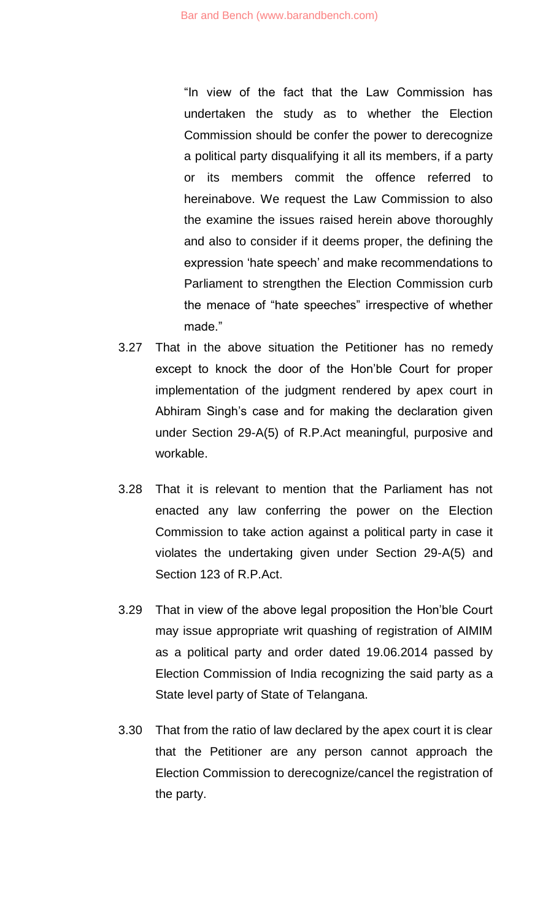> "In view of the fact that the Law Commission has undertaken the study as to whether the Election Commission should be confer the power to derecognize a political party disqualifying it all its members, if a party or its members commit the offence referred to hereinabove. We request the Law Commission to also the examine the issues raised herein above thoroughly and also to consider if it deems proper, the defining the expression 'hate speech' and make recommendations to Parliament to strengthen the Election Commission curb the menace of "hate speeches" irrespective of whether made."

3.27 That in the above situation the Petitioner has no remedy except to knock the door of the Hon'ble Court for proper implementation of the judgment rendered by apex court in Abhiram Singh's case and for making the declaration given under Section 29-A(5) of R.P.Act meaningful, purposive and workable.

3.28 That it is relevant to mention that the Parliament has not enacted any law conferring the power on the Election Commission to take action against a political party in case it violates the undertaking given under Section 29-A(5) and Section 123 of R.P.Act.

3.29 That in view of the above legal proposition the Hon'ble Court may issue appropriate writ quashing of registration of AIMIM as a political party and order dated 19.06.2014 passed by Election Commission of India recognizing the said party as a State level party of State of Telangana.

3.30 That from the ratio of law declared by the apex court it is clear that the Petitioner are any person cannot approach the Election Commission to derecognize/cancel the registration of the party.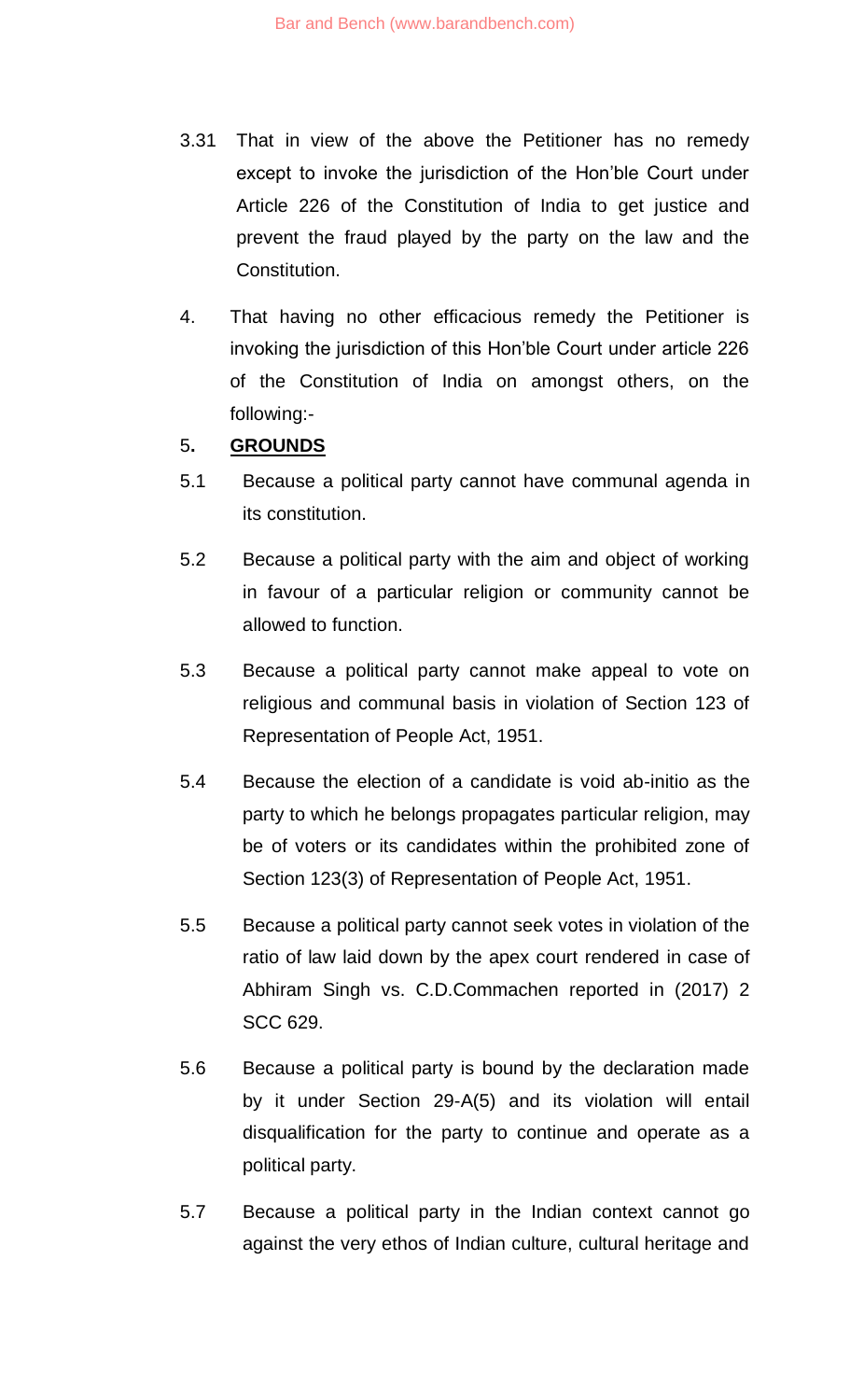3.31 That in view of the above the Petitioner has no remedy except to invoke the jurisdiction of the Hon'ble Court under Article 226 of the Constitution of India to get justice and prevent the fraud played by the party on the law and the Constitution.

4. That having no other efficacious remedy the Petitioner is invoking the jurisdiction of this Hon'ble Court under article 226 of the Constitution of India on amongst others, on the following:-

5. **GROUNDS**

5.1 Because a political party cannot have communal agenda in its constitution.

5.2 Because a political party with the aim and object of working in favour of a particular religion or community cannot be allowed to function.

5.3 Because a political party cannot make appeal to vote on religious and communal basis in violation of Section 123 of Representation of People Act, 1951.

5.4 Because the election of a candidate is void ab-initio as the party to which he belongs propagates particular religion, may be of voters or its candidates within the prohibited zone of Section 123(3) of Representation of People Act, 1951.

5.5 Because a political party cannot seek votes in violation of the ratio of law laid down by the apex court rendered in case of Abhiram Singh vs. C.D.Commachen reported in (2017) 2 SCC 629.

5.6 Because a political party is bound by the declaration made by it under Section 29-A(5) and its violation will entail disqualification for the party to continue and operate as a political party.

5.7 Because a political party in the Indian context cannot go against the very ethos of Indian culture, cultural heritage and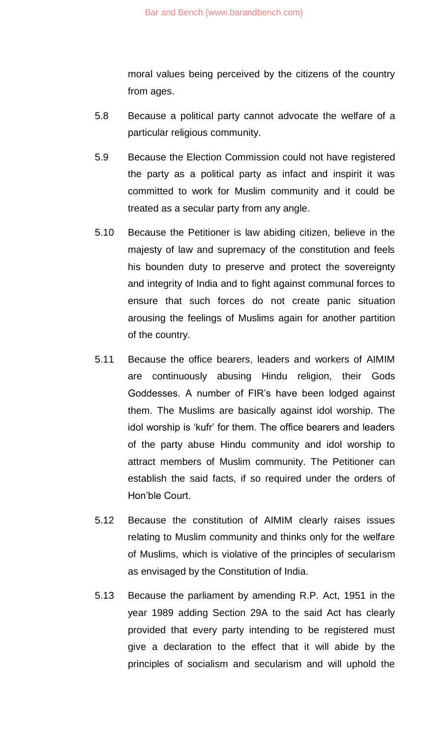moral values being perceived by the citizens of the country from ages.

5.8 Because a political party cannot advocate the welfare of a particular religious community.

5.9 Because the Election Commission could not have registered the party as a political party as infact and inspirit it was committed to work for Muslim community and it could be treated as a secular party from any angle.

5.10 Because the Petitioner is law abiding citizen, believe in the majesty of law and supremacy of the constitution and feels his bounden duty to preserve and protect the sovereignty and integrity of India and to fight against communal forces to ensure that such forces do not create panic situation arousing the feelings of Muslims again for another partition of the country.

5.11 Because the office bearers, leaders and workers of AIMIM are continuously abusing Hindu religion, their Gods Goddesses. A number of FIR's have been lodged against them. The Muslims are basically against idol worship. The idol worship is 'kufr' for them. The office bearers and leaders of the party abuse Hindu community and idol worship to attract members of Muslim community. The Petitioner can establish the said facts, if so required under the orders of Hon'ble Court.

5.12 Because the constitution of AIMIM clearly raises issues relating to Muslim community and thinks only for the welfare of Muslims, which is violative of the principles of secularism as envisaged by the Constitution of India.

5.13 Because the parliament by amending R.P. Act, 1951 in the year 1989 adding Section 29A to the said Act has clearly provided that every party intending to be registered must give a declaration to the effect that it will abide by the principles of socialism and secularism and will uphold the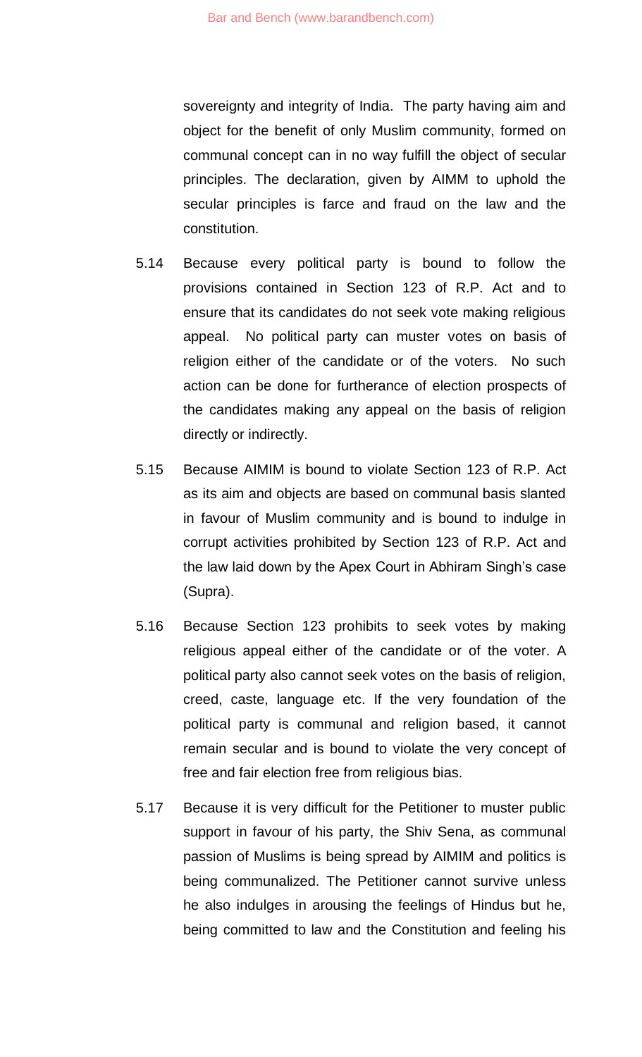sovereignty and integrity of India. The party having aim and object for the benefit of only Muslim community, formed on communal concept can in no way fulfill the object of secular principles. The declaration, given by AIMM to uphold the secular principles is farce and fraud on the law and the constitution.

5.14 Because every political party is bound to follow the provisions contained in Section 123 of R.P. Act and to ensure that its candidates do not seek vote making religious appeal. No political party can muster votes on basis of religion either of the candidate or of the voters. No such action can be done for furtherance of election prospects of the candidates making any appeal on the basis of religion directly or indirectly.

5.15 Because AIMIM is bound to violate Section 123 of R.P. Act as its aim and objects are based on communal basis slanted in favour of Muslim community and is bound to indulge in corrupt activities prohibited by Section 123 of R.P. Act and the law laid down by the Apex Court in Abhiram Singh's case (Supra).

5.16 Because Section 123 prohibits to seek votes by making religious appeal either of the candidate or of the voter. A political party also cannot seek votes on the basis of religion, creed, caste, language etc. If the very foundation of the political party is communal and religion based, it cannot remain secular and is bound to violate the very concept of free and fair election free from religious bias.

5.17 Because it is very difficult for the Petitioner to muster public support in favour of his party, the Shiv Sena, as communal passion of Muslims is being spread by AIMIM and politics is being communalized. The Petitioner cannot survive unless he also indulges in arousing the feelings of Hindus but he, being committed to law and the Constitution and feeling his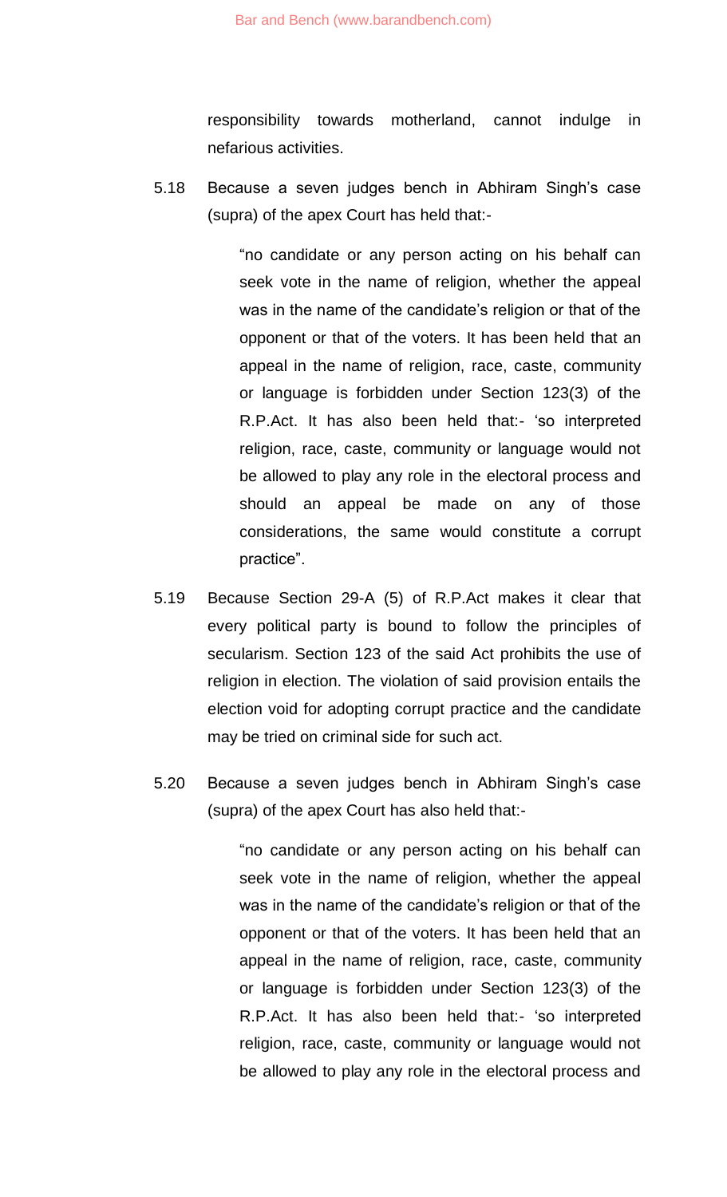responsibility towards motherland, cannot indulge in nefarious activities.

5.18 Because a seven judges bench in Abhiram Singh's case (supra) of the apex Court has held that:-

> "no candidate or any person acting on his behalf can seek vote in the name of religion, whether the appeal was in the name of the candidate's religion or that of the opponent or that of the voters. It has been held that an appeal in the name of religion, race, caste, community or language is forbidden under Section 123(3) of the R.P.Act. It has also been held that:- 'so interpreted religion, race, caste, community or language would not be allowed to play any role in the electoral process and should an appeal be made on any of those considerations, the same would constitute a corrupt practice".

5.19 Because Section 29-A (5) of R.P.Act makes it clear that every political party is bound to follow the principles of secularism. Section 123 of the said Act prohibits the use of religion in election. The violation of said provision entails the election void for adopting corrupt practice and the candidate may be tried on criminal side for such act.

5.20 Because a seven judges bench in Abhiram Singh's case (supra) of the apex Court has also held that:-

> "no candidate or any person acting on his behalf can seek vote in the name of religion, whether the appeal was in the name of the candidate's religion or that of the opponent or that of the voters. It has been held that an appeal in the name of religion, race, caste, community or language is forbidden under Section 123(3) of the R.P.Act. It has also been held that:- 'so interpreted religion, race, caste, community or language would not be allowed to play any role in the electoral process and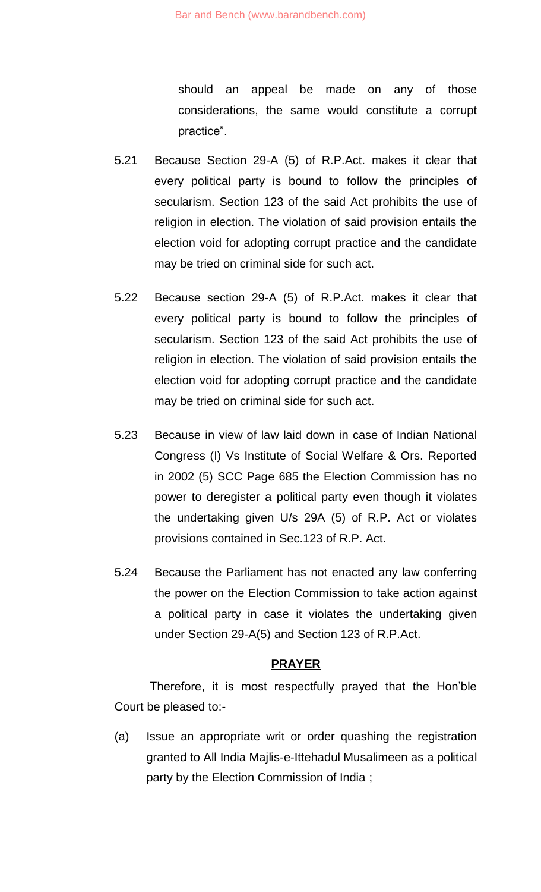should an appeal be made on any of those considerations, the same would constitute a corrupt practice".

5.21 Because Section 29-A (5) of R.P.Act. makes it clear that every political party is bound to follow the principles of secularism. Section 123 of the said Act prohibits the use of religion in election. The violation of said provision entails the election void for adopting corrupt practice and the candidate may be tried on criminal side for such act.

5.22 Because section 29-A (5) of R.P.Act. makes it clear that every political party is bound to follow the principles of secularism. Section 123 of the said Act prohibits the use of religion in election. The violation of said provision entails the election void for adopting corrupt practice and the candidate may be tried on criminal side for such act.

5.23 Because in view of law laid down in case of Indian National Congress (I) Vs Institute of Social Welfare & Ors. Reported in 2002 (5) SCC Page 685 the Election Commission has no power to deregister a political party even though it violates the undertaking given U/s 29A (5) of R.P. Act or violates provisions contained in Sec.123 of R.P. Act.

5.24 Because the Parliament has not enacted any law conferring the power on the Election Commission to take action against a political party in case it violates the undertaking given under Section 29-A(5) and Section 123 of R.P.Act.

## PRAYER

Therefore, it is most respectfully prayed that the Hon'ble Court be pleased to:-

(a) Issue an appropriate writ or order quashing the registration granted to All India Majlis-e-Ittehadul Musalimeen as a political party by the Election Commission of India ;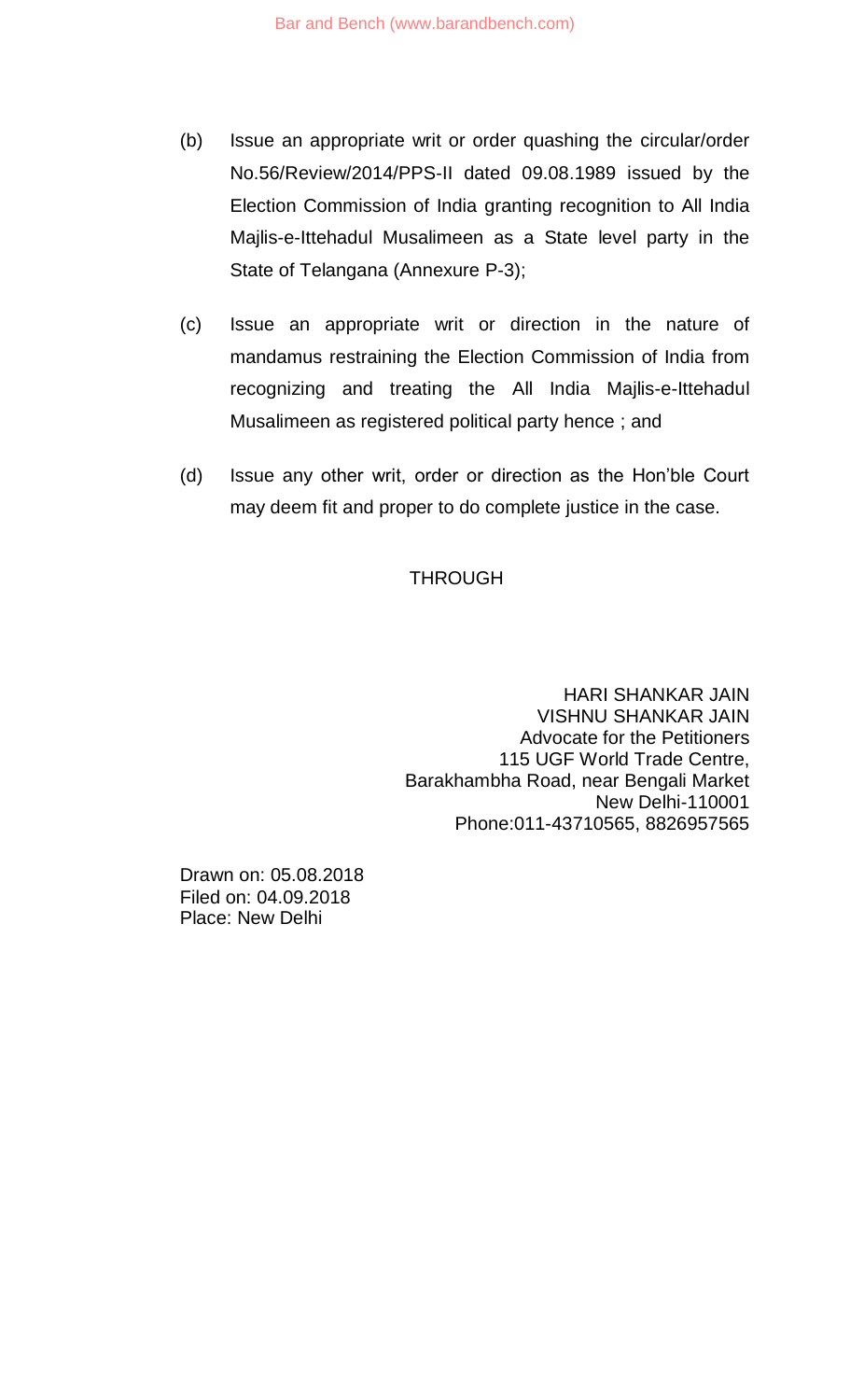(b) Issue an appropriate writ or order quashing the circular/order No.56/Review/2014/PPS-II dated 09.08.1989 issued by the Election Commission of India granting recognition to All India Majlis-e-Ittehadul Musalimeen as a State level party in the State of Telangana (Annexure P-3);

(c) Issue an appropriate writ or direction in the nature of mandamus restraining the Election Commission of India from recognizing and treating the All India Majlis-e-Ittehadul Musalimeen as registered political party hence ; and

(d) Issue any other writ, order or direction as the Hon'ble Court may deem fit and proper to do complete justice in the case.

THROUGH

HARI SHANKAR JAIN
VISHNU SHANKAR JAIN
Advocate for the Petitioners
115 UGF World Trade Centre,
Barakhambha Road, near Bengali Market
New Delhi-110001
Phone:011-43710565, 8826957565

Drawn on: 05.08.2018
Filed on: 04.09.2018
Place: New Delhi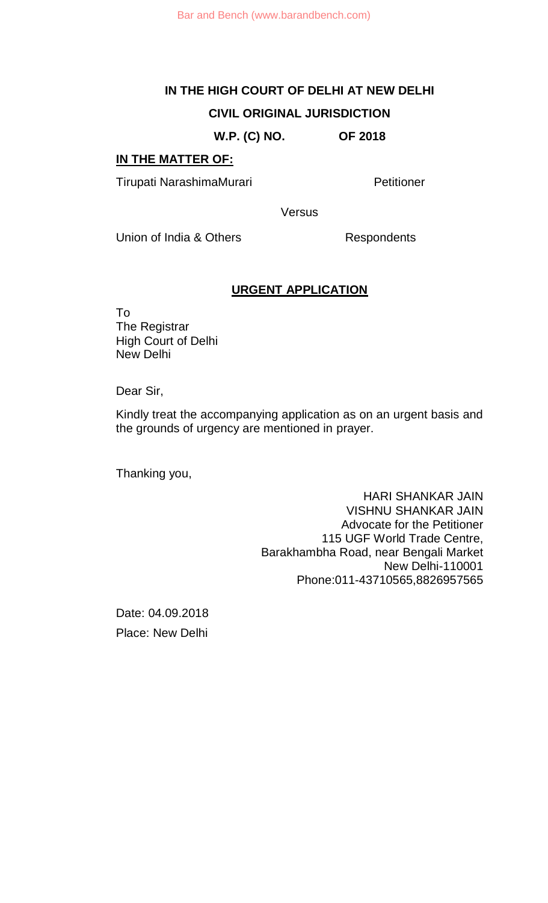**IN THE HIGH COURT OF DELHI AT NEW DELHI**

**CIVIL ORIGINAL JURISDICTION**

**W.P. (C) NO. OF 2018**

**IN THE MATTER OF:**

Tirupati NarashimaMurari Petitioner

Versus

Union of India & Others Respondents

**URGENT APPLICATION**

To
The Registrar
High Court of Delhi
New Delhi

Dear Sir,

Kindly treat the accompanying application as on an urgent basis and the grounds of urgency are mentioned in prayer.

Thanking you,

HARI SHANKAR JAIN
VISHNU SHANKAR JAIN
Advocate for the Petitioner
115 UGF World Trade Centre,
Barakhambha Road, near Bengali Market
New Delhi-110001
Phone:011-43710565,8826957565

Date: 04.09.2018
Place: New Delhi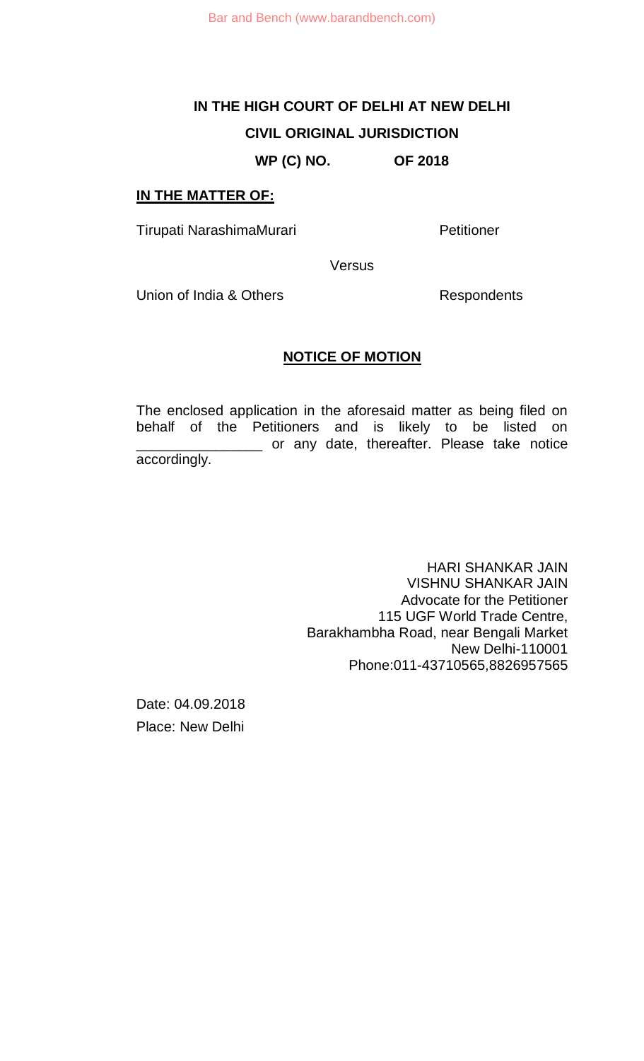**IN THE HIGH COURT OF DELHI AT NEW DELHI**

**CIVIL ORIGINAL JURISDICTION**

**WP (C) NO. OF 2018**

**IN THE MATTER OF:**

Tirupati NarashimaMurari Petitioner

Versus

Union of India & Others Respondents

**NOTICE OF MOTION**

The enclosed application in the aforesaid matter as being filed on behalf of the Petitioners and is likely to be listed on ________________ or any date, thereafter. Please take notice accordingly.

HARI SHANKAR JAIN
VISHNU SHANKAR JAIN
Advocate for the Petitioner
115 UGF World Trade Centre,
Barakhambha Road, near Bengali Market
New Delhi-110001
Phone:011-43710565,8826957565

Date: 04.09.2018

Place: New Delhi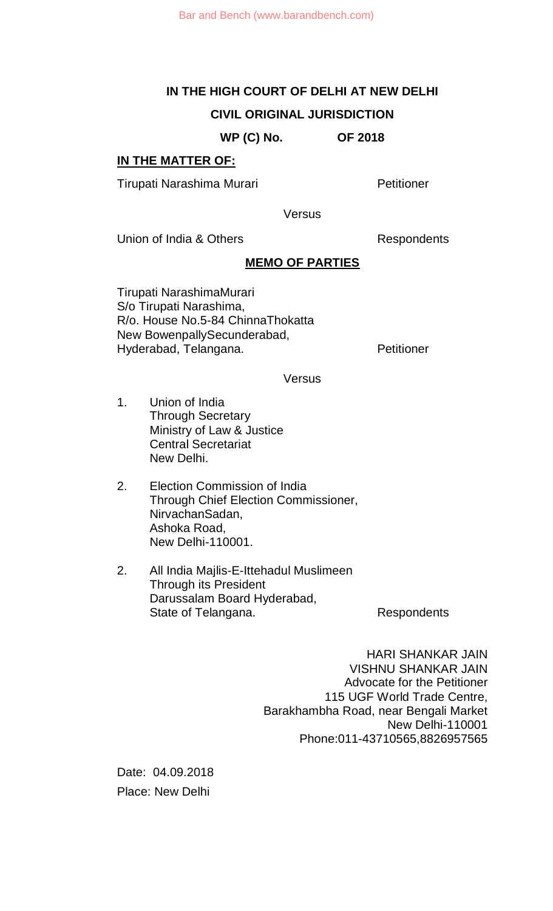**IN THE HIGH COURT OF DELHI AT NEW DELHI**

**CIVIL ORIGINAL JURISDICTION**

**WP (C) No. OF 2018**

**IN THE MATTER OF:**

Tirupati Narashima Murari Petitioner

Versus

Union of India & Others Respondents

**MEMO OF PARTIES**

Tirupati NarashimaMurari
S/o Tirupati Narashima,
R/o. House No.5-84 ChinnaThokatta
New BowenpallySecunderabad,
Hyderabad, Telangana. Petitioner

Versus

1. Union of India
   Through Secretary
   Ministry of Law & Justice
   Central Secretariat
   New Delhi.

2. Election Commission of India
   Through Chief Election Commissioner,
   NirvachanSadan,
   Ashoka Road,
   New Delhi-110001.

2. All India Majlis-E-Ittehadul Muslimeen
   Through its President
   Darussalam Board Hyderabad,
   State of Telangana. Respondents

HARI SHANKAR JAIN
VISHNU SHANKAR JAIN
Advocate for the Petitioner
115 UGF World Trade Centre,
Barakhambha Road, near Bengali Market
New Delhi-110001
Phone:011-43710565,8826957565

Date: 04.09.2018
Place: New Delhi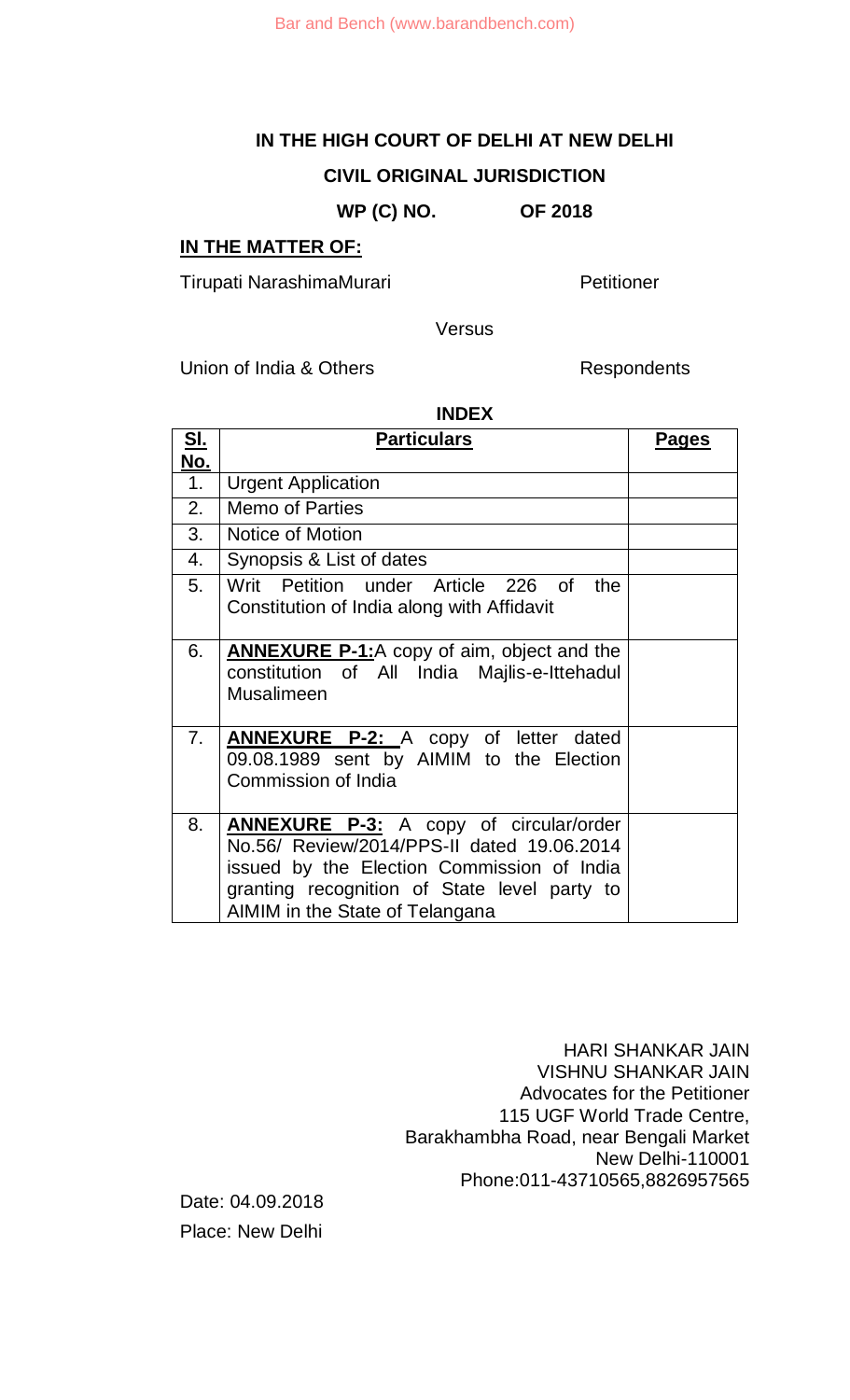**IN THE HIGH COURT OF DELHI AT NEW DELHI**

**CIVIL ORIGINAL JURISDICTION**

**WP (C) NO. OF 2018**

**IN THE MATTER OF:**

Tirupati NarashimaMurari — Petitioner

Versus

Union of India & Others — Respondents

**INDEX**

| Sl. No. | Particulars | Pages |
|---|---|---|
| 1. | Urgent Application | |
| 2. | Memo of Parties | |
| 3. | Notice of Motion | |
| 4. | Synopsis & List of dates | |
| 5. | Writ Petition under Article 226 of the Constitution of India along with Affidavit | |
| 6. | **ANNEXURE P-1:** A copy of aim, object and the constitution of All India Majlis-e-Ittehadul Musalimeen | |
| 7. | **ANNEXURE P-2:** A copy of letter dated 09.08.1989 sent by AIMIM to the Election Commission of India | |
| 8. | **ANNEXURE P-3:** A copy of circular/order No.56/ Review/2014/PPS-II dated 19.06.2014 issued by the Election Commission of India granting recognition of State level party to AIMIM in the State of Telangana | |

HARI SHANKAR JAIN
VISHNU SHANKAR JAIN
Advocates for the Petitioner
115 UGF World Trade Centre,
Barakhambha Road, near Bengali Market
New Delhi-110001
Phone:011-43710565,8826957565

Date: 04.09.2018
Place: New Delhi